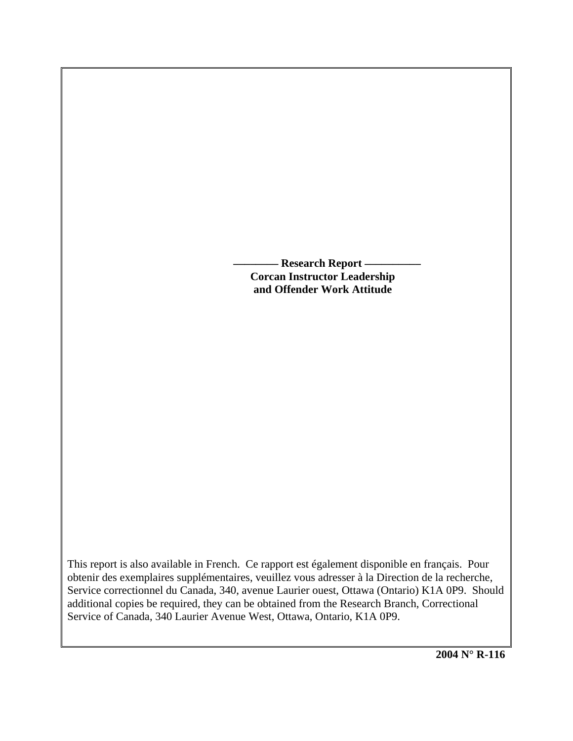**——— Research Report ———**

# Corcan Instructor Leadership and Offender Work Attitude

This report is also available in French. Ce rapport est également disponible en français. Pour obtenir des exemplaires supplémentaires, veuillez vous adresser à la Direction de la recherche, Service correctionnel du Canada, 340, avenue Laurier ouest, Ottawa (Ontario) K1A 0P9. Should additional copies be required, they can be obtained from the Research Branch, Correctional Service of Canada, 340 Laurier Avenue West, Ottawa, Ontario, K1A 0P9.

**2004 N° R-116**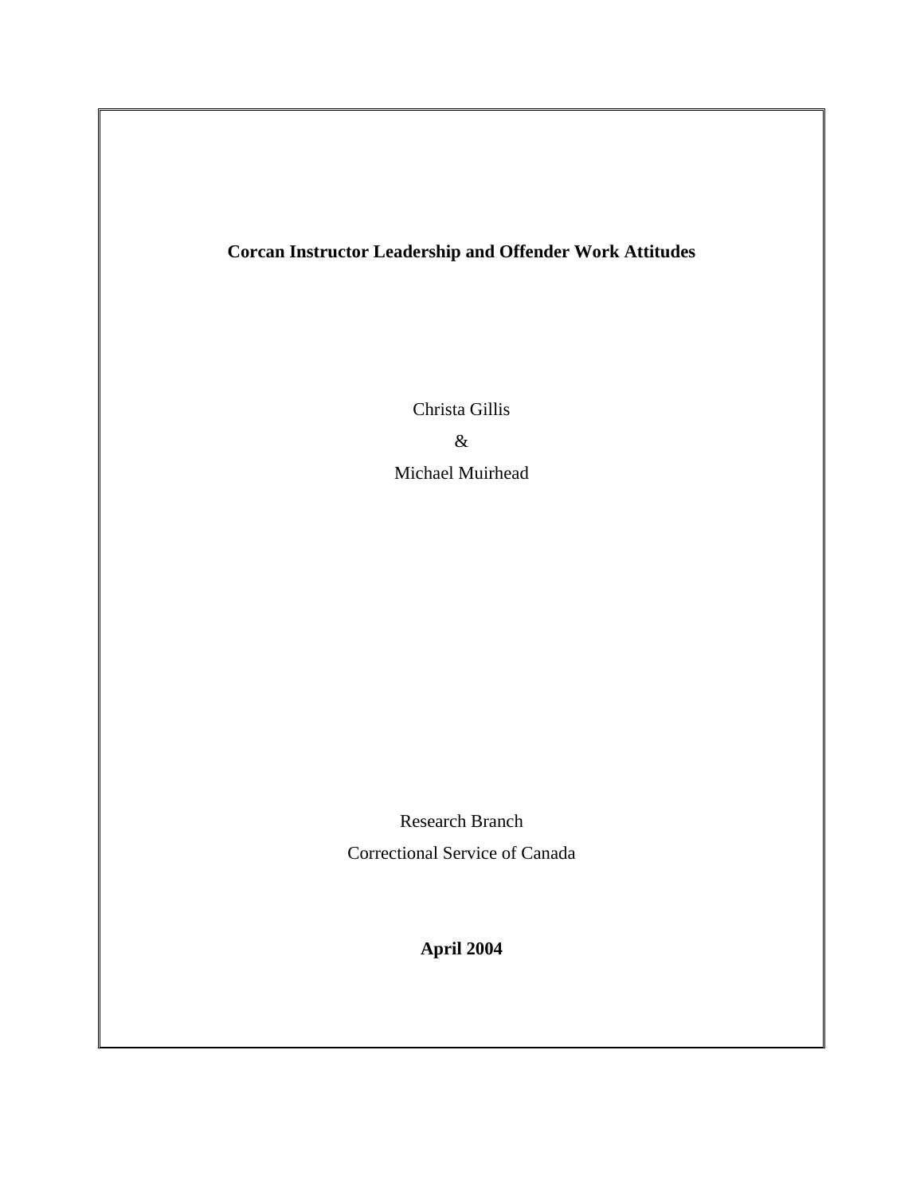**Corcan Instructor Leadership and Offender Work Attitudes**

Christa Gillis

&

Michael Muirhead

Research Branch

Correctional Service of Canada

**April 2004**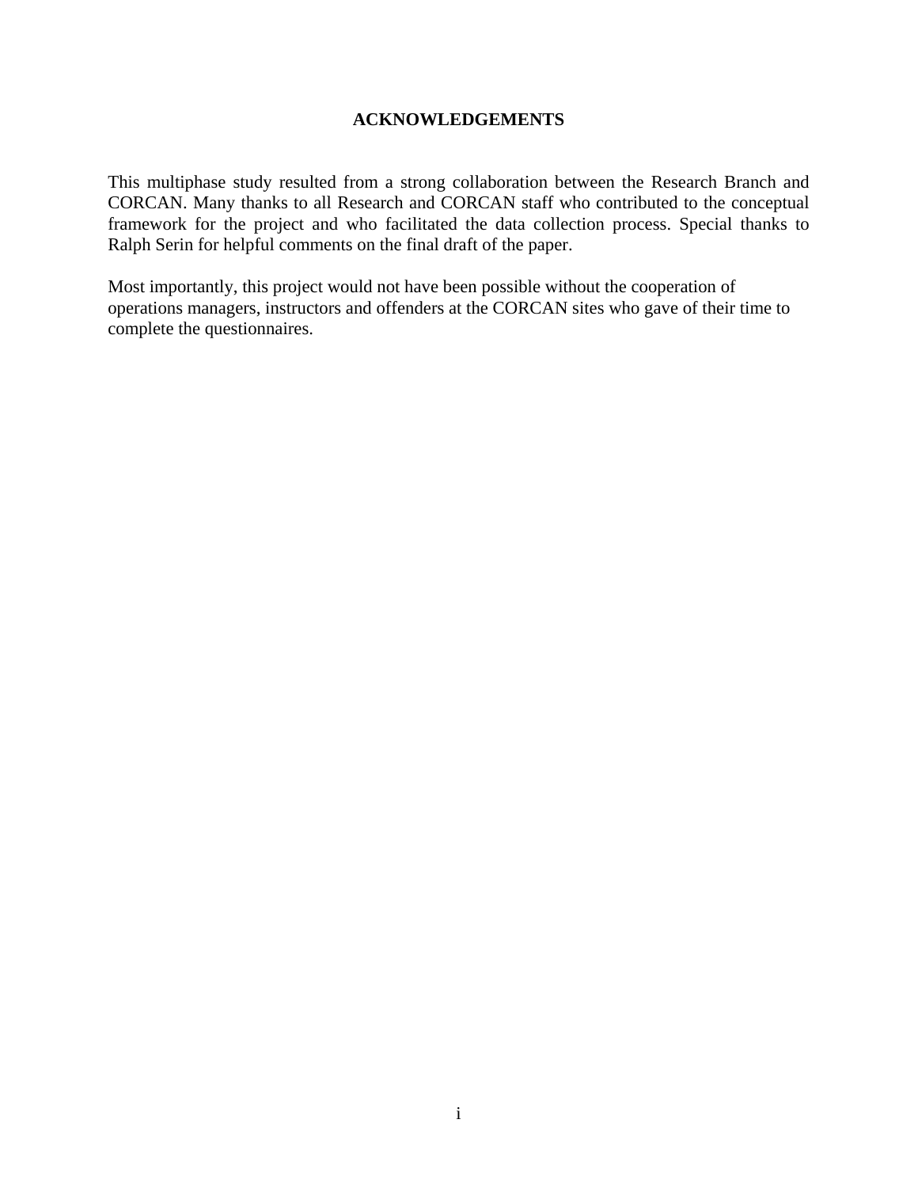# ACKNOWLEDGEMENTS

This multiphase study resulted from a strong collaboration between the Research Branch and CORCAN. Many thanks to all Research and CORCAN staff who contributed to the conceptual framework for the project and who facilitated the data collection process. Special thanks to Ralph Serin for helpful comments on the final draft of the paper.

Most importantly, this project would not have been possible without the cooperation of operations managers, instructors and offenders at the CORCAN sites who gave of their time to complete the questionnaires.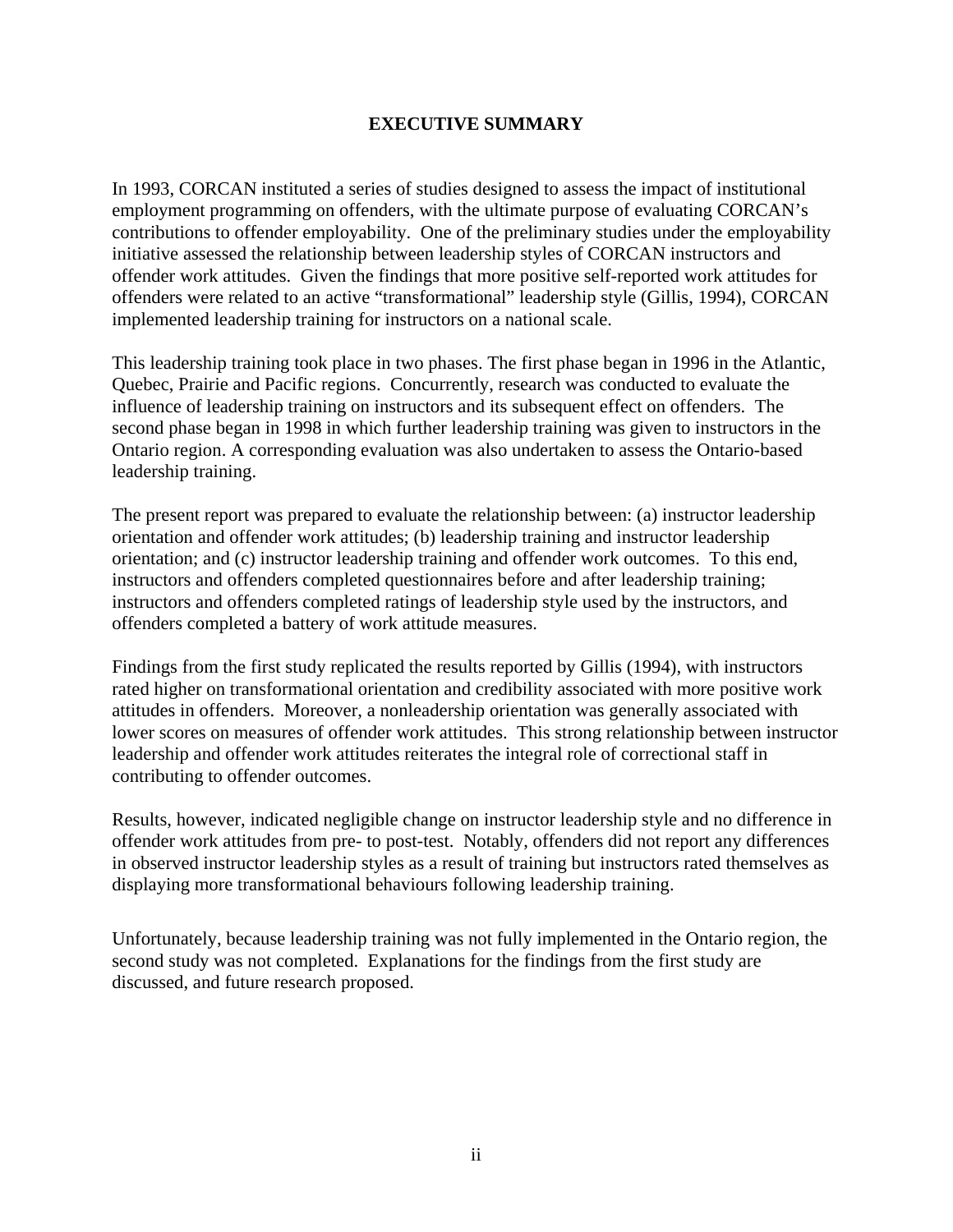# EXECUTIVE SUMMARY

In 1993, CORCAN instituted a series of studies designed to assess the impact of institutional employment programming on offenders, with the ultimate purpose of evaluating CORCAN's contributions to offender employability. One of the preliminary studies under the employability initiative assessed the relationship between leadership styles of CORCAN instructors and offender work attitudes. Given the findings that more positive self-reported work attitudes for offenders were related to an active "transformational" leadership style (Gillis, 1994), CORCAN implemented leadership training for instructors on a national scale.

This leadership training took place in two phases. The first phase began in 1996 in the Atlantic, Quebec, Prairie and Pacific regions. Concurrently, research was conducted to evaluate the influence of leadership training on instructors and its subsequent effect on offenders. The second phase began in 1998 in which further leadership training was given to instructors in the Ontario region. A corresponding evaluation was also undertaken to assess the Ontario-based leadership training.

The present report was prepared to evaluate the relationship between: (a) instructor leadership orientation and offender work attitudes; (b) leadership training and instructor leadership orientation; and (c) instructor leadership training and offender work outcomes. To this end, instructors and offenders completed questionnaires before and after leadership training; instructors and offenders completed ratings of leadership style used by the instructors, and offenders completed a battery of work attitude measures.

Findings from the first study replicated the results reported by Gillis (1994), with instructors rated higher on transformational orientation and credibility associated with more positive work attitudes in offenders. Moreover, a nonleadership orientation was generally associated with lower scores on measures of offender work attitudes. This strong relationship between instructor leadership and offender work attitudes reiterates the integral role of correctional staff in contributing to offender outcomes.

Results, however, indicated negligible change on instructor leadership style and no difference in offender work attitudes from pre- to post-test. Notably, offenders did not report any differences in observed instructor leadership styles as a result of training but instructors rated themselves as displaying more transformational behaviours following leadership training.

Unfortunately, because leadership training was not fully implemented in the Ontario region, the second study was not completed. Explanations for the findings from the first study are discussed, and future research proposed.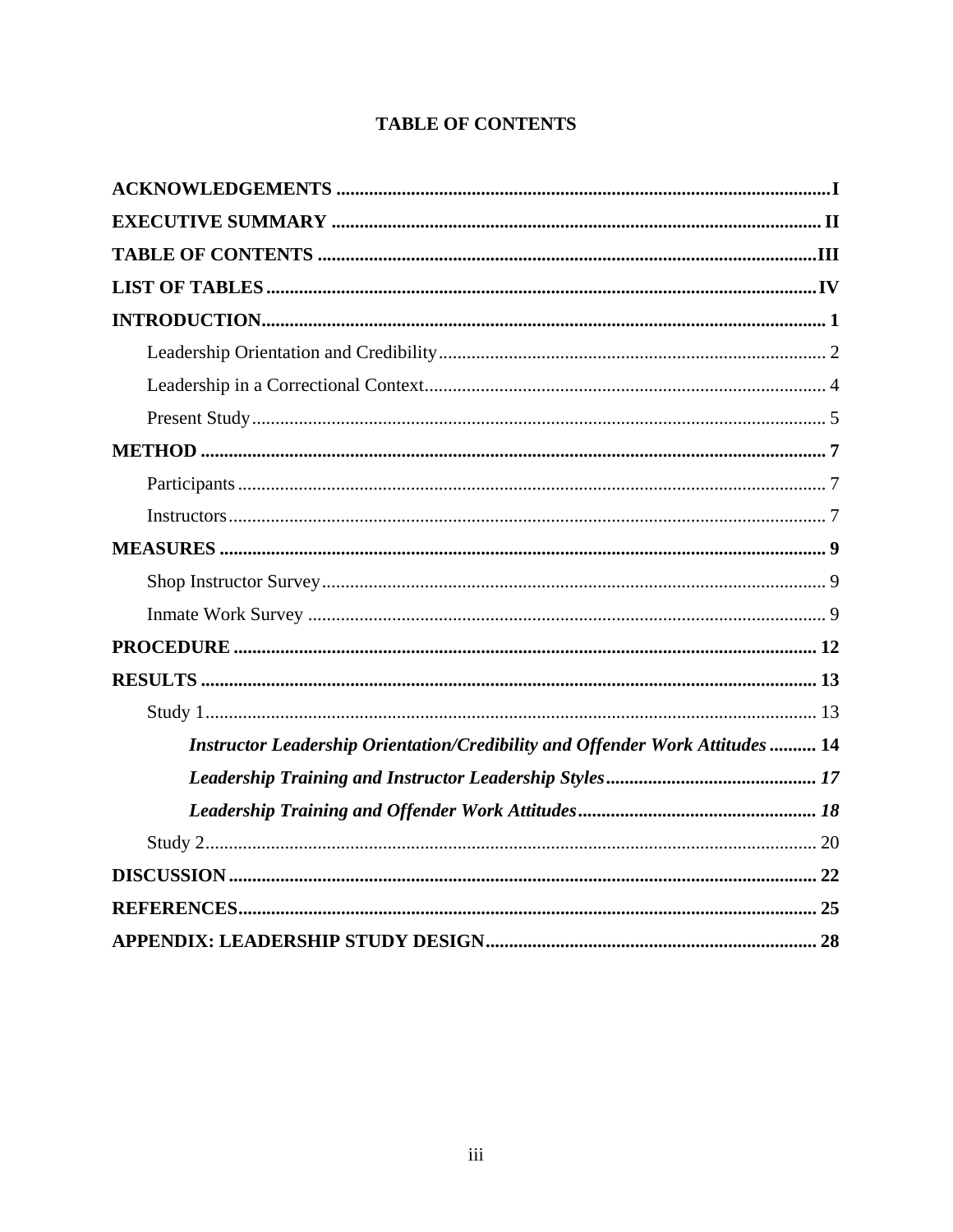# TABLE OF CONTENTS

**ACKNOWLEDGEMENTS** ........................................................................................................ **I**

**EXECUTIVE SUMMARY** ...................................................................................................... **II**

**TABLE OF CONTENTS** ....................................................................................................... **III**

**LIST OF TABLES** ................................................................................................................. **IV**

**INTRODUCTION** .................................................................................................................... **1**

- Leadership Orientation and Credibility ................................................................................ 2
- Leadership in a Correctional Context ................................................................................... 4
- Present Study ........................................................................................................................ 5

**METHOD** ................................................................................................................................ **7**

- Participants ........................................................................................................................... 7
- Instructors ............................................................................................................................. 7

**MEASURES** ............................................................................................................................ **9**

- Shop Instructor Survey ......................................................................................................... 9
- Inmate Work Survey ............................................................................................................ 9

**PROCEDURE** ........................................................................................................................ **12**

**RESULTS** ............................................................................................................................... **13**

- Study 1 ................................................................................................................................. 13
  - ***Instructor Leadership Orientation/Credibility and Offender Work Attitudes*** .......... **14**
  - ***Leadership Training and Instructor Leadership Styles*** ............................................ ***17***
  - ***Leadership Training and Offender Work Attitudes*** .................................................. ***18***
- Study 2 ................................................................................................................................. 20

**DISCUSSION** ......................................................................................................................... **22**

**REFERENCES** ....................................................................................................................... **25**

**APPENDIX: LEADERSHIP STUDY DESIGN** .................................................................... **28**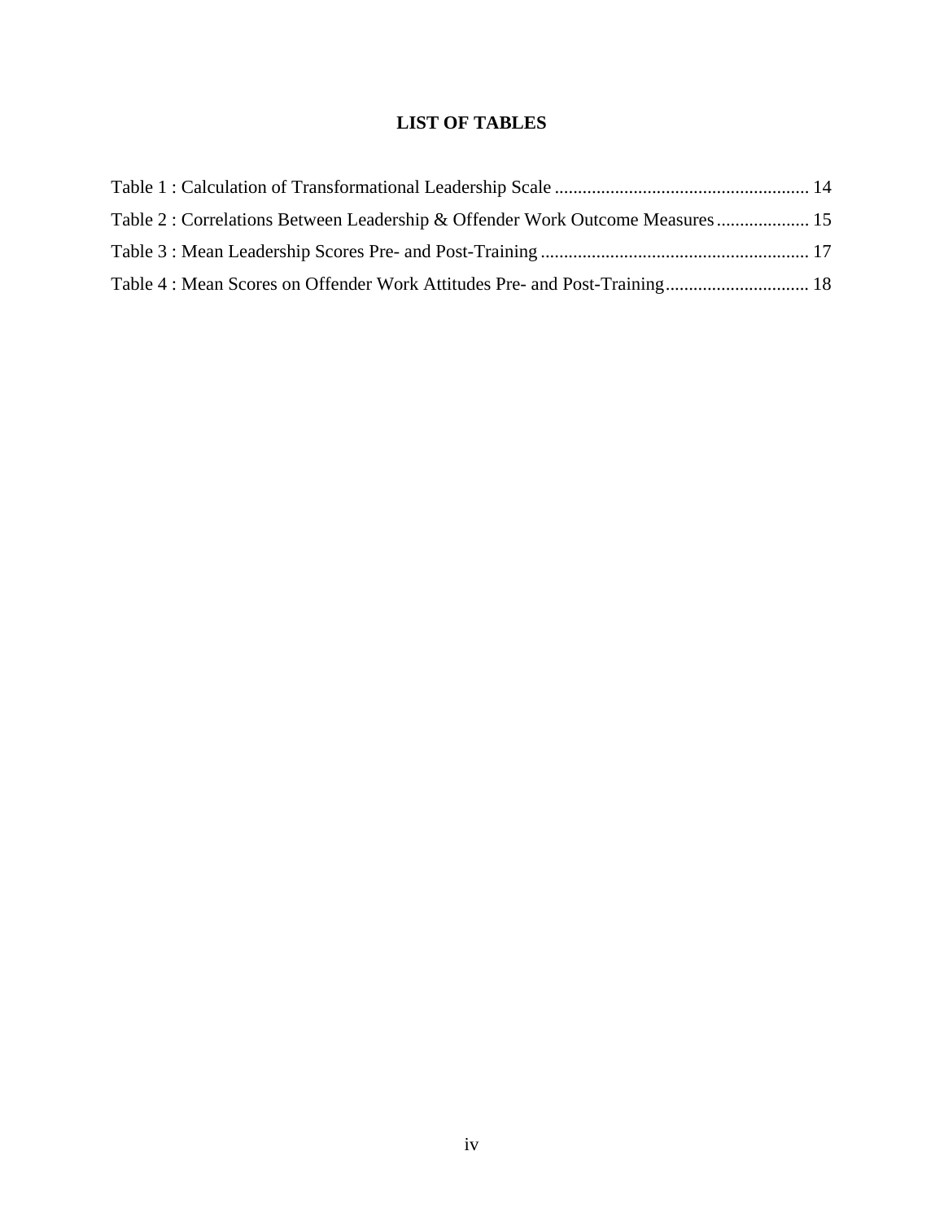# LIST OF TABLES

Table 1 : Calculation of Transformational Leadership Scale ....................................................... 14

Table 2 : Correlations Between Leadership & Offender Work Outcome Measures .................... 15

Table 3 : Mean Leadership Scores Pre- and Post-Training .......................................................... 17

Table 4 : Mean Scores on Offender Work Attitudes Pre- and Post-Training............................... 18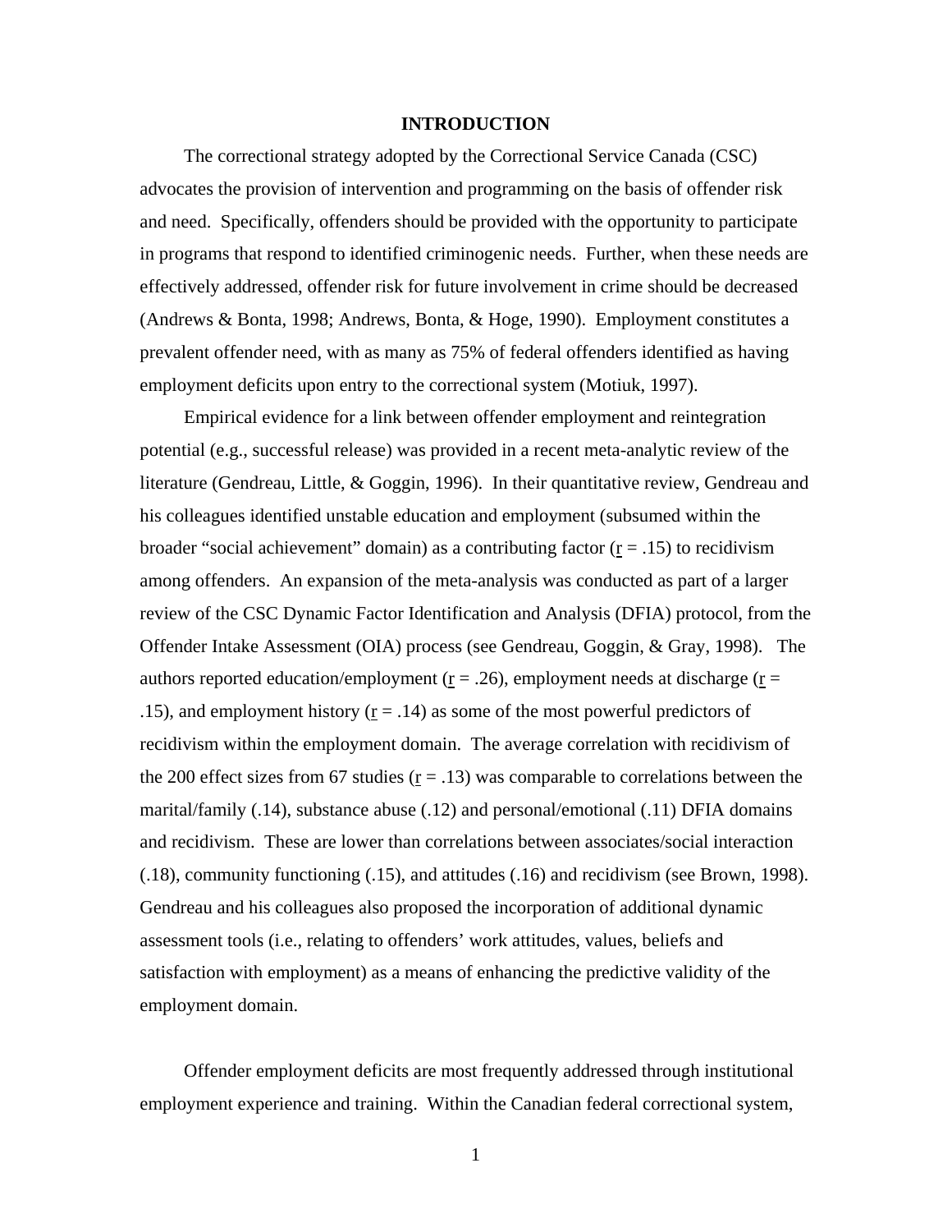# INTRODUCTION

The correctional strategy adopted by the Correctional Service Canada (CSC) advocates the provision of intervention and programming on the basis of offender risk and need. Specifically, offenders should be provided with the opportunity to participate in programs that respond to identified criminogenic needs. Further, when these needs are effectively addressed, offender risk for future involvement in crime should be decreased (Andrews & Bonta, 1998; Andrews, Bonta, & Hoge, 1990). Employment constitutes a prevalent offender need, with as many as 75% of federal offenders identified as having employment deficits upon entry to the correctional system (Motiuk, 1997).

Empirical evidence for a link between offender employment and reintegration potential (e.g., successful release) was provided in a recent meta-analytic review of the literature (Gendreau, Little, & Goggin, 1996). In their quantitative review, Gendreau and his colleagues identified unstable education and employment (subsumed within the broader "social achievement" domain) as a contributing factor ($r = .15$) to recidivism among offenders. An expansion of the meta-analysis was conducted as part of a larger review of the CSC Dynamic Factor Identification and Analysis (DFIA) protocol, from the Offender Intake Assessment (OIA) process (see Gendreau, Goggin, & Gray, 1998). The authors reported education/employment ($r = .26$), employment needs at discharge ($r = .15$), and employment history ($r = .14$) as some of the most powerful predictors of recidivism within the employment domain. The average correlation with recidivism of the 200 effect sizes from 67 studies ($r = .13$) was comparable to correlations between the marital/family (.14), substance abuse (.12) and personal/emotional (.11) DFIA domains and recidivism. These are lower than correlations between associates/social interaction (.18), community functioning (.15), and attitudes (.16) and recidivism (see Brown, 1998). Gendreau and his colleagues also proposed the incorporation of additional dynamic assessment tools (i.e., relating to offenders' work attitudes, values, beliefs and satisfaction with employment) as a means of enhancing the predictive validity of the employment domain.

Offender employment deficits are most frequently addressed through institutional employment experience and training. Within the Canadian federal correctional system,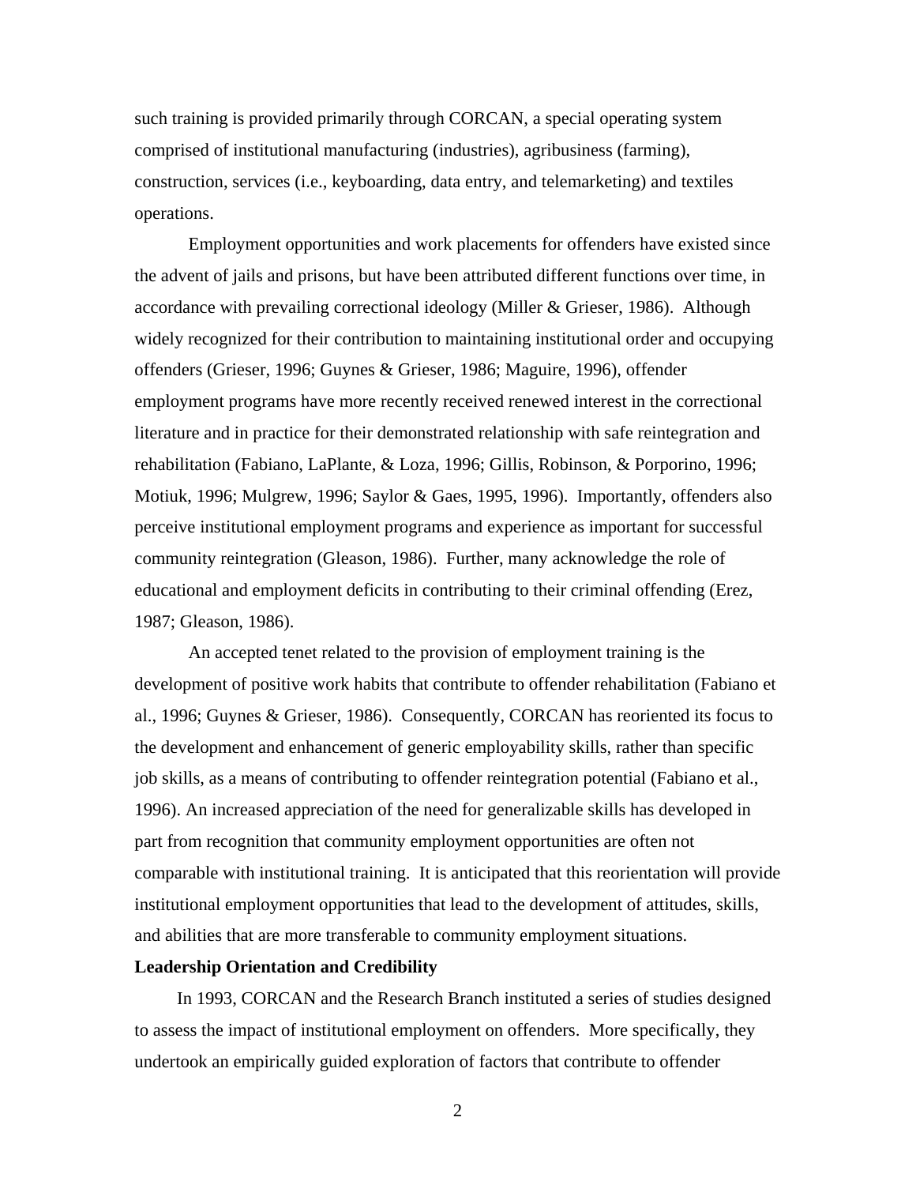such training is provided primarily through CORCAN, a special operating system comprised of institutional manufacturing (industries), agribusiness (farming), construction, services (i.e., keyboarding, data entry, and telemarketing) and textiles operations.

Employment opportunities and work placements for offenders have existed since the advent of jails and prisons, but have been attributed different functions over time, in accordance with prevailing correctional ideology (Miller & Grieser, 1986). Although widely recognized for their contribution to maintaining institutional order and occupying offenders (Grieser, 1996; Guynes & Grieser, 1986; Maguire, 1996), offender employment programs have more recently received renewed interest in the correctional literature and in practice for their demonstrated relationship with safe reintegration and rehabilitation (Fabiano, LaPlante, & Loza, 1996; Gillis, Robinson, & Porporino, 1996; Motiuk, 1996; Mulgrew, 1996; Saylor & Gaes, 1995, 1996). Importantly, offenders also perceive institutional employment programs and experience as important for successful community reintegration (Gleason, 1986). Further, many acknowledge the role of educational and employment deficits in contributing to their criminal offending (Erez, 1987; Gleason, 1986).

An accepted tenet related to the provision of employment training is the development of positive work habits that contribute to offender rehabilitation (Fabiano et al., 1996; Guynes & Grieser, 1986). Consequently, CORCAN has reoriented its focus to the development and enhancement of generic employability skills, rather than specific job skills, as a means of contributing to offender reintegration potential (Fabiano et al., 1996). An increased appreciation of the need for generalizable skills has developed in part from recognition that community employment opportunities are often not comparable with institutional training. It is anticipated that this reorientation will provide institutional employment opportunities that lead to the development of attitudes, skills, and abilities that are more transferable to community employment situations.

**Leadership Orientation and Credibility**

In 1993, CORCAN and the Research Branch instituted a series of studies designed to assess the impact of institutional employment on offenders. More specifically, they undertook an empirically guided exploration of factors that contribute to offender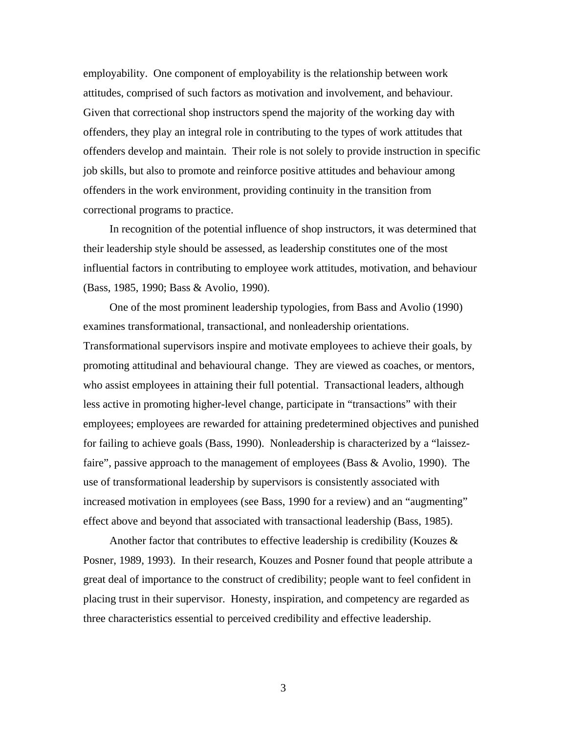employability. One component of employability is the relationship between work attitudes, comprised of such factors as motivation and involvement, and behaviour. Given that correctional shop instructors spend the majority of the working day with offenders, they play an integral role in contributing to the types of work attitudes that offenders develop and maintain. Their role is not solely to provide instruction in specific job skills, but also to promote and reinforce positive attitudes and behaviour among offenders in the work environment, providing continuity in the transition from correctional programs to practice.

In recognition of the potential influence of shop instructors, it was determined that their leadership style should be assessed, as leadership constitutes one of the most influential factors in contributing to employee work attitudes, motivation, and behaviour (Bass, 1985, 1990; Bass & Avolio, 1990).

One of the most prominent leadership typologies, from Bass and Avolio (1990) examines transformational, transactional, and nonleadership orientations. Transformational supervisors inspire and motivate employees to achieve their goals, by promoting attitudinal and behavioural change. They are viewed as coaches, or mentors, who assist employees in attaining their full potential. Transactional leaders, although less active in promoting higher-level change, participate in "transactions" with their employees; employees are rewarded for attaining predetermined objectives and punished for failing to achieve goals (Bass, 1990). Nonleadership is characterized by a "laissez-faire", passive approach to the management of employees (Bass & Avolio, 1990). The use of transformational leadership by supervisors is consistently associated with increased motivation in employees (see Bass, 1990 for a review) and an "augmenting" effect above and beyond that associated with transactional leadership (Bass, 1985).

Another factor that contributes to effective leadership is credibility (Kouzes & Posner, 1989, 1993). In their research, Kouzes and Posner found that people attribute a great deal of importance to the construct of credibility; people want to feel confident in placing trust in their supervisor. Honesty, inspiration, and competency are regarded as three characteristics essential to perceived credibility and effective leadership.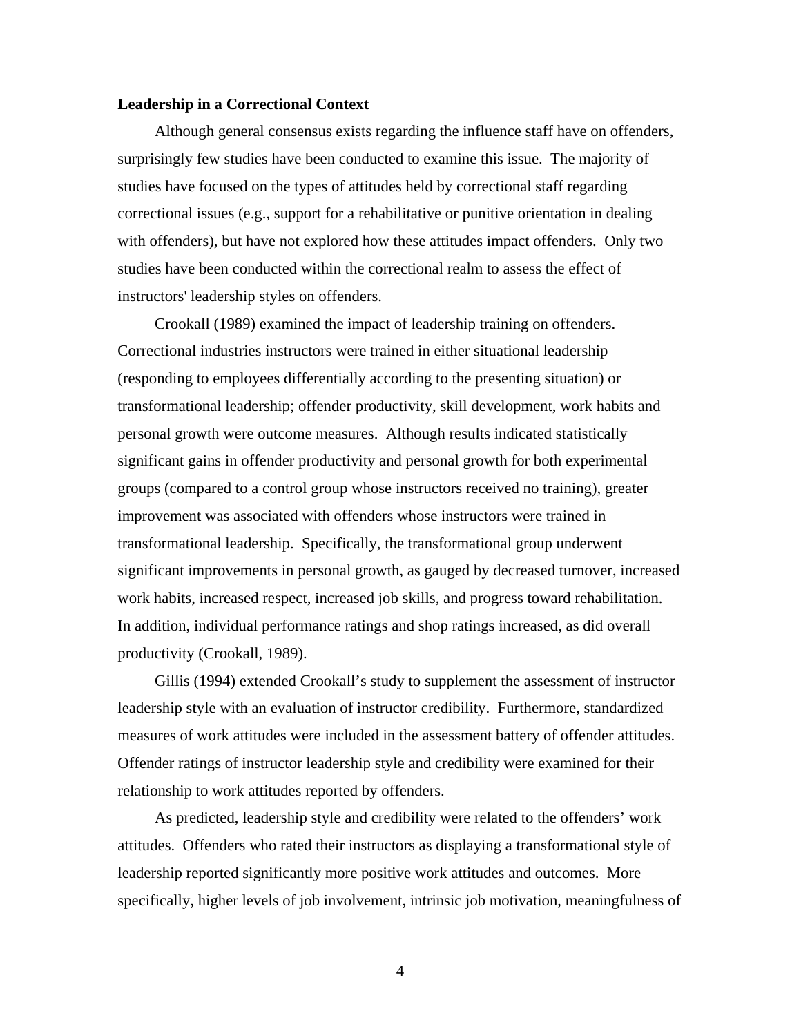**Leadership in a Correctional Context**

Although general consensus exists regarding the influence staff have on offenders, surprisingly few studies have been conducted to examine this issue. The majority of studies have focused on the types of attitudes held by correctional staff regarding correctional issues (e.g., support for a rehabilitative or punitive orientation in dealing with offenders), but have not explored how these attitudes impact offenders. Only two studies have been conducted within the correctional realm to assess the effect of instructors' leadership styles on offenders.

Crookall (1989) examined the impact of leadership training on offenders. Correctional industries instructors were trained in either situational leadership (responding to employees differentially according to the presenting situation) or transformational leadership; offender productivity, skill development, work habits and personal growth were outcome measures. Although results indicated statistically significant gains in offender productivity and personal growth for both experimental groups (compared to a control group whose instructors received no training), greater improvement was associated with offenders whose instructors were trained in transformational leadership. Specifically, the transformational group underwent significant improvements in personal growth, as gauged by decreased turnover, increased work habits, increased respect, increased job skills, and progress toward rehabilitation. In addition, individual performance ratings and shop ratings increased, as did overall productivity (Crookall, 1989).

Gillis (1994) extended Crookall's study to supplement the assessment of instructor leadership style with an evaluation of instructor credibility. Furthermore, standardized measures of work attitudes were included in the assessment battery of offender attitudes. Offender ratings of instructor leadership style and credibility were examined for their relationship to work attitudes reported by offenders.

As predicted, leadership style and credibility were related to the offenders' work attitudes. Offenders who rated their instructors as displaying a transformational style of leadership reported significantly more positive work attitudes and outcomes. More specifically, higher levels of job involvement, intrinsic job motivation, meaningfulness of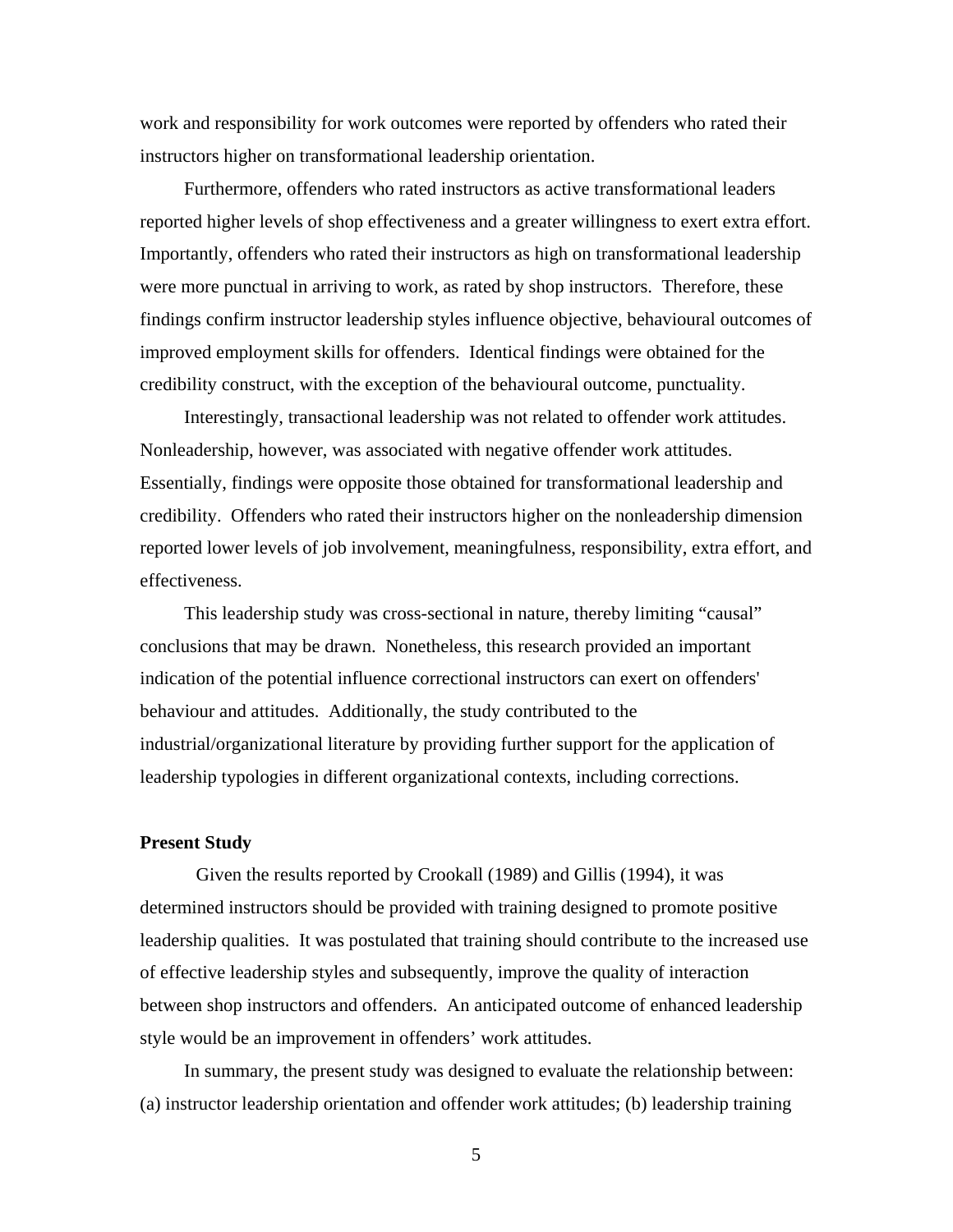work and responsibility for work outcomes were reported by offenders who rated their instructors higher on transformational leadership orientation.

Furthermore, offenders who rated instructors as active transformational leaders reported higher levels of shop effectiveness and a greater willingness to exert extra effort. Importantly, offenders who rated their instructors as high on transformational leadership were more punctual in arriving to work, as rated by shop instructors. Therefore, these findings confirm instructor leadership styles influence objective, behavioural outcomes of improved employment skills for offenders. Identical findings were obtained for the credibility construct, with the exception of the behavioural outcome, punctuality.

Interestingly, transactional leadership was not related to offender work attitudes. Nonleadership, however, was associated with negative offender work attitudes. Essentially, findings were opposite those obtained for transformational leadership and credibility. Offenders who rated their instructors higher on the nonleadership dimension reported lower levels of job involvement, meaningfulness, responsibility, extra effort, and effectiveness.

This leadership study was cross-sectional in nature, thereby limiting “causal” conclusions that may be drawn. Nonetheless, this research provided an important indication of the potential influence correctional instructors can exert on offenders' behaviour and attitudes. Additionally, the study contributed to the industrial/organizational literature by providing further support for the application of leadership typologies in different organizational contexts, including corrections.

**Present Study**

Given the results reported by Crookall (1989) and Gillis (1994), it was determined instructors should be provided with training designed to promote positive leadership qualities. It was postulated that training should contribute to the increased use of effective leadership styles and subsequently, improve the quality of interaction between shop instructors and offenders. An anticipated outcome of enhanced leadership style would be an improvement in offenders’ work attitudes.

In summary, the present study was designed to evaluate the relationship between: (a) instructor leadership orientation and offender work attitudes; (b) leadership training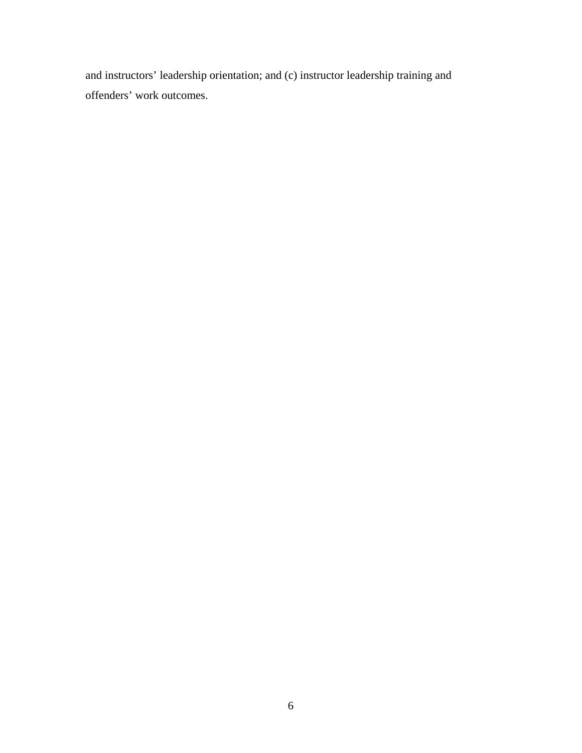and instructors' leadership orientation; and (c) instructor leadership training and offenders' work outcomes.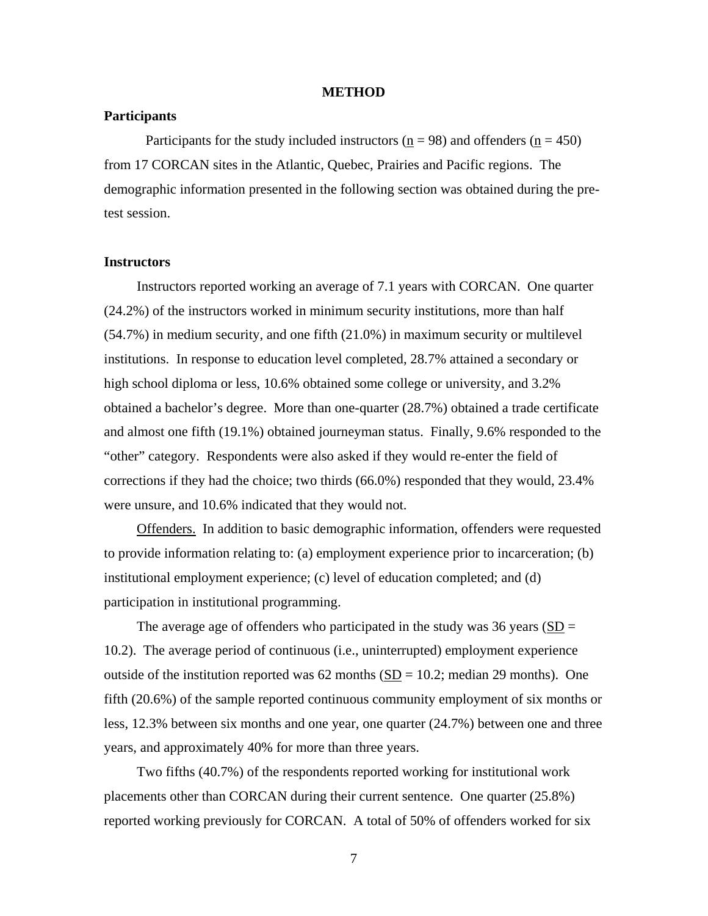# METHOD

## Participants

Participants for the study included instructors (n = 98) and offenders (n = 450) from 17 CORCAN sites in the Atlantic, Quebec, Prairies and Pacific regions. The demographic information presented in the following section was obtained during the pre-test session.

## Instructors

Instructors reported working an average of 7.1 years with CORCAN. One quarter (24.2%) of the instructors worked in minimum security institutions, more than half (54.7%) in medium security, and one fifth (21.0%) in maximum security or multilevel institutions. In response to education level completed, 28.7% attained a secondary or high school diploma or less, 10.6% obtained some college or university, and 3.2% obtained a bachelor's degree. More than one-quarter (28.7%) obtained a trade certificate and almost one fifth (19.1%) obtained journeyman status. Finally, 9.6% responded to the "other" category. Respondents were also asked if they would re-enter the field of corrections if they had the choice; two thirds (66.0%) responded that they would, 23.4% were unsure, and 10.6% indicated that they would not.

Offenders. In addition to basic demographic information, offenders were requested to provide information relating to: (a) employment experience prior to incarceration; (b) institutional employment experience; (c) level of education completed; and (d) participation in institutional programming.

The average age of offenders who participated in the study was 36 years (SD = 10.2). The average period of continuous (i.e., uninterrupted) employment experience outside of the institution reported was 62 months (SD = 10.2; median 29 months). One fifth (20.6%) of the sample reported continuous community employment of six months or less, 12.3% between six months and one year, one quarter (24.7%) between one and three years, and approximately 40% for more than three years.

Two fifths (40.7%) of the respondents reported working for institutional work placements other than CORCAN during their current sentence. One quarter (25.8%) reported working previously for CORCAN. A total of 50% of offenders worked for six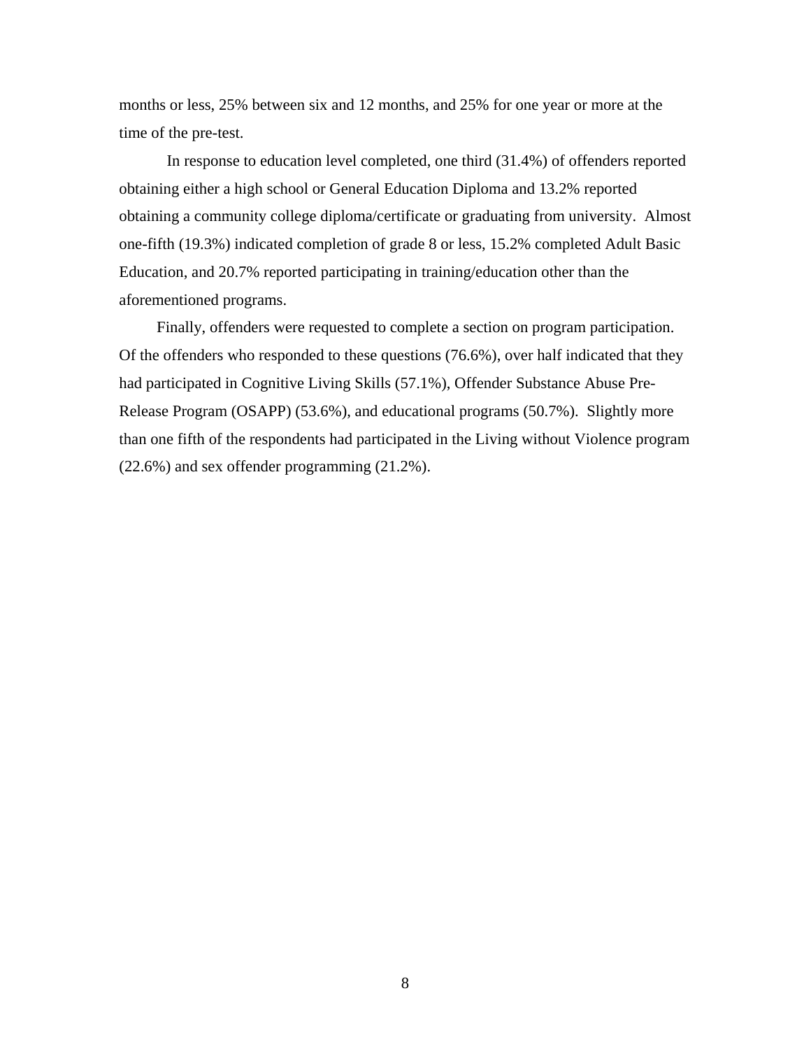months or less, 25% between six and 12 months, and 25% for one year or more at the time of the pre-test.

In response to education level completed, one third (31.4%) of offenders reported obtaining either a high school or General Education Diploma and 13.2% reported obtaining a community college diploma/certificate or graduating from university. Almost one-fifth (19.3%) indicated completion of grade 8 or less, 15.2% completed Adult Basic Education, and 20.7% reported participating in training/education other than the aforementioned programs.

Finally, offenders were requested to complete a section on program participation. Of the offenders who responded to these questions (76.6%), over half indicated that they had participated in Cognitive Living Skills (57.1%), Offender Substance Abuse Pre-Release Program (OSAPP) (53.6%), and educational programs (50.7%). Slightly more than one fifth of the respondents had participated in the Living without Violence program (22.6%) and sex offender programming (21.2%).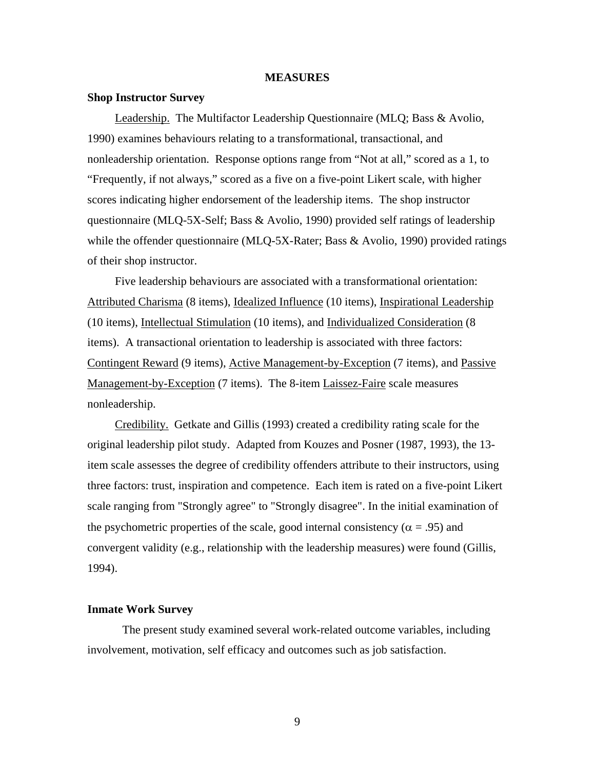## MEASURES

### Shop Instructor Survey

Leadership. The Multifactor Leadership Questionnaire (MLQ; Bass & Avolio, 1990) examines behaviours relating to a transformational, transactional, and nonleadership orientation. Response options range from "Not at all," scored as a 1, to "Frequently, if not always," scored as a five on a five-point Likert scale, with higher scores indicating higher endorsement of the leadership items. The shop instructor questionnaire (MLQ-5X-Self; Bass & Avolio, 1990) provided self ratings of leadership while the offender questionnaire (MLQ-5X-Rater; Bass & Avolio, 1990) provided ratings of their shop instructor.

Five leadership behaviours are associated with a transformational orientation: Attributed Charisma (8 items), Idealized Influence (10 items), Inspirational Leadership (10 items), Intellectual Stimulation (10 items), and Individualized Consideration (8 items). A transactional orientation to leadership is associated with three factors: Contingent Reward (9 items), Active Management-by-Exception (7 items), and Passive Management-by-Exception (7 items). The 8-item Laissez-Faire scale measures nonleadership.

Credibility. Getkate and Gillis (1993) created a credibility rating scale for the original leadership pilot study. Adapted from Kouzes and Posner (1987, 1993), the 13-item scale assesses the degree of credibility offenders attribute to their instructors, using three factors: trust, inspiration and competence. Each item is rated on a five-point Likert scale ranging from "Strongly agree" to "Strongly disagree". In the initial examination of the psychometric properties of the scale, good internal consistency ($\alpha = .95$) and convergent validity (e.g., relationship with the leadership measures) were found (Gillis, 1994).

### Inmate Work Survey

The present study examined several work-related outcome variables, including involvement, motivation, self efficacy and outcomes such as job satisfaction.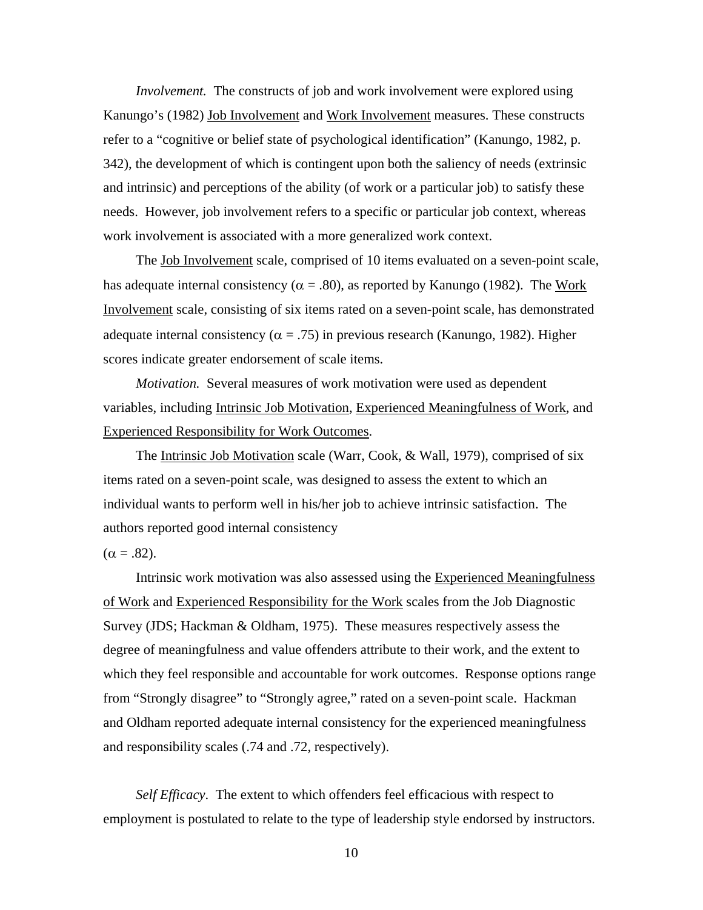*Involvement.* The constructs of job and work involvement were explored using Kanungo's (1982) Job Involvement and Work Involvement measures. These constructs refer to a "cognitive or belief state of psychological identification" (Kanungo, 1982, p. 342), the development of which is contingent upon both the saliency of needs (extrinsic and intrinsic) and perceptions of the ability (of work or a particular job) to satisfy these needs. However, job involvement refers to a specific or particular job context, whereas work involvement is associated with a more generalized work context.

The Job Involvement scale, comprised of 10 items evaluated on a seven-point scale, has adequate internal consistency ($\alpha$ = .80), as reported by Kanungo (1982). The Work Involvement scale, consisting of six items rated on a seven-point scale, has demonstrated adequate internal consistency ($\alpha$ = .75) in previous research (Kanungo, 1982). Higher scores indicate greater endorsement of scale items.

*Motivation.* Several measures of work motivation were used as dependent variables, including Intrinsic Job Motivation, Experienced Meaningfulness of Work, and Experienced Responsibility for Work Outcomes.

The Intrinsic Job Motivation scale (Warr, Cook, & Wall, 1979), comprised of six items rated on a seven-point scale, was designed to assess the extent to which an individual wants to perform well in his/her job to achieve intrinsic satisfaction. The authors reported good internal consistency ($\alpha$ = .82).

Intrinsic work motivation was also assessed using the Experienced Meaningfulness of Work and Experienced Responsibility for the Work scales from the Job Diagnostic Survey (JDS; Hackman & Oldham, 1975). These measures respectively assess the degree of meaningfulness and value offenders attribute to their work, and the extent to which they feel responsible and accountable for work outcomes. Response options range from "Strongly disagree" to "Strongly agree," rated on a seven-point scale. Hackman and Oldham reported adequate internal consistency for the experienced meaningfulness and responsibility scales (.74 and .72, respectively).

*Self Efficacy*. The extent to which offenders feel efficacious with respect to employment is postulated to relate to the type of leadership style endorsed by instructors.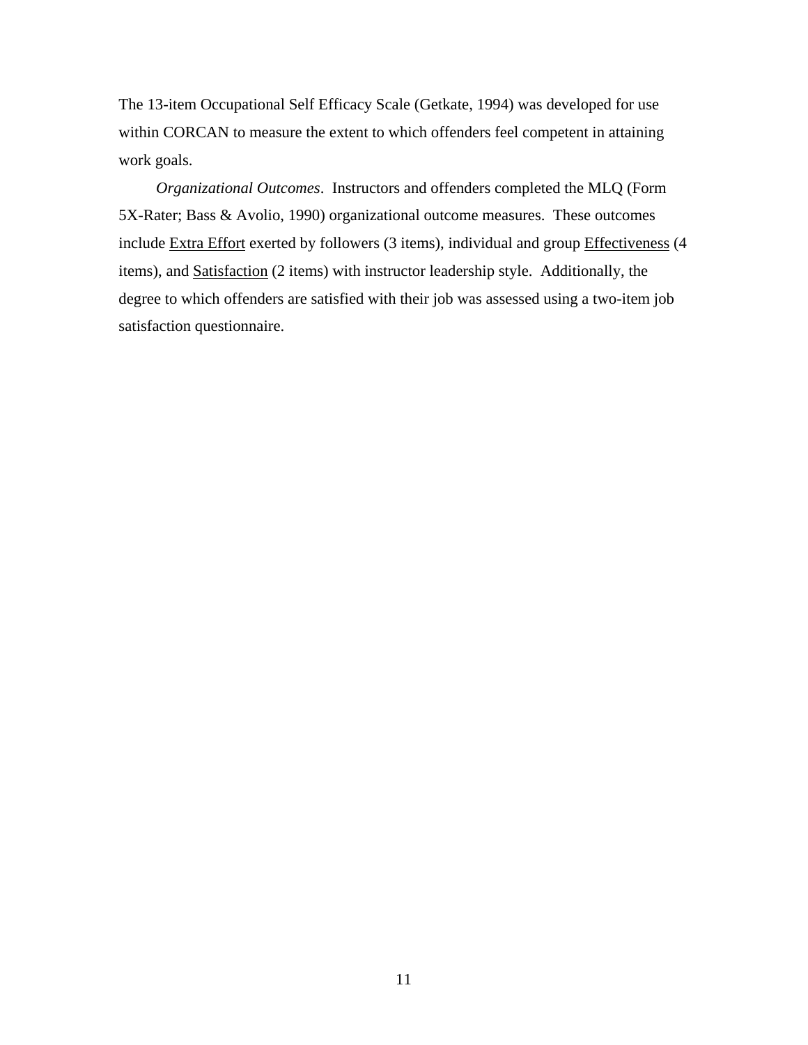The 13-item Occupational Self Efficacy Scale (Getkate, 1994) was developed for use within CORCAN to measure the extent to which offenders feel competent in attaining work goals.

*Organizational Outcomes*. Instructors and offenders completed the MLQ (Form 5X-Rater; Bass & Avolio, 1990) organizational outcome measures. These outcomes include <u>Extra Effort</u> exerted by followers (3 items), individual and group <u>Effectiveness</u> (4 items), and <u>Satisfaction</u> (2 items) with instructor leadership style. Additionally, the degree to which offenders are satisfied with their job was assessed using a two-item job satisfaction questionnaire.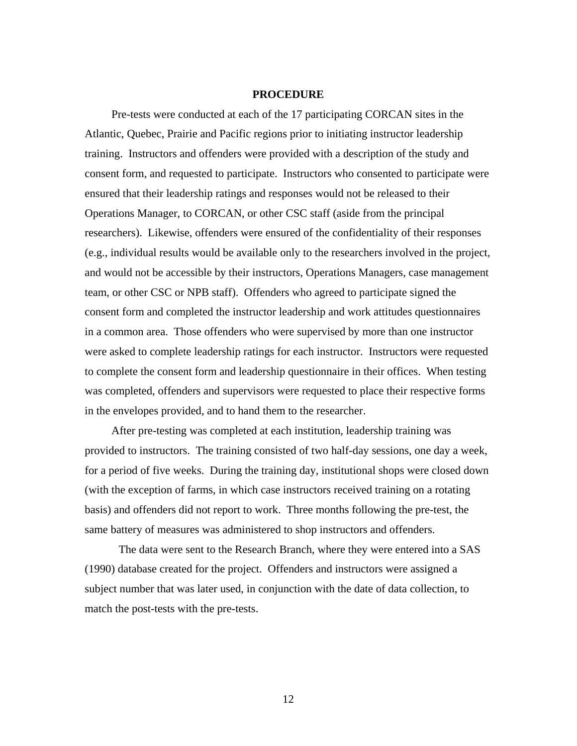## PROCEDURE

Pre-tests were conducted at each of the 17 participating CORCAN sites in the Atlantic, Quebec, Prairie and Pacific regions prior to initiating instructor leadership training. Instructors and offenders were provided with a description of the study and consent form, and requested to participate. Instructors who consented to participate were ensured that their leadership ratings and responses would not be released to their Operations Manager, to CORCAN, or other CSC staff (aside from the principal researchers). Likewise, offenders were ensured of the confidentiality of their responses (e.g., individual results would be available only to the researchers involved in the project, and would not be accessible by their instructors, Operations Managers, case management team, or other CSC or NPB staff). Offenders who agreed to participate signed the consent form and completed the instructor leadership and work attitudes questionnaires in a common area. Those offenders who were supervised by more than one instructor were asked to complete leadership ratings for each instructor. Instructors were requested to complete the consent form and leadership questionnaire in their offices. When testing was completed, offenders and supervisors were requested to place their respective forms in the envelopes provided, and to hand them to the researcher.

After pre-testing was completed at each institution, leadership training was provided to instructors. The training consisted of two half-day sessions, one day a week, for a period of five weeks. During the training day, institutional shops were closed down (with the exception of farms, in which case instructors received training on a rotating basis) and offenders did not report to work. Three months following the pre-test, the same battery of measures was administered to shop instructors and offenders.

The data were sent to the Research Branch, where they were entered into a SAS (1990) database created for the project. Offenders and instructors were assigned a subject number that was later used, in conjunction with the date of data collection, to match the post-tests with the pre-tests.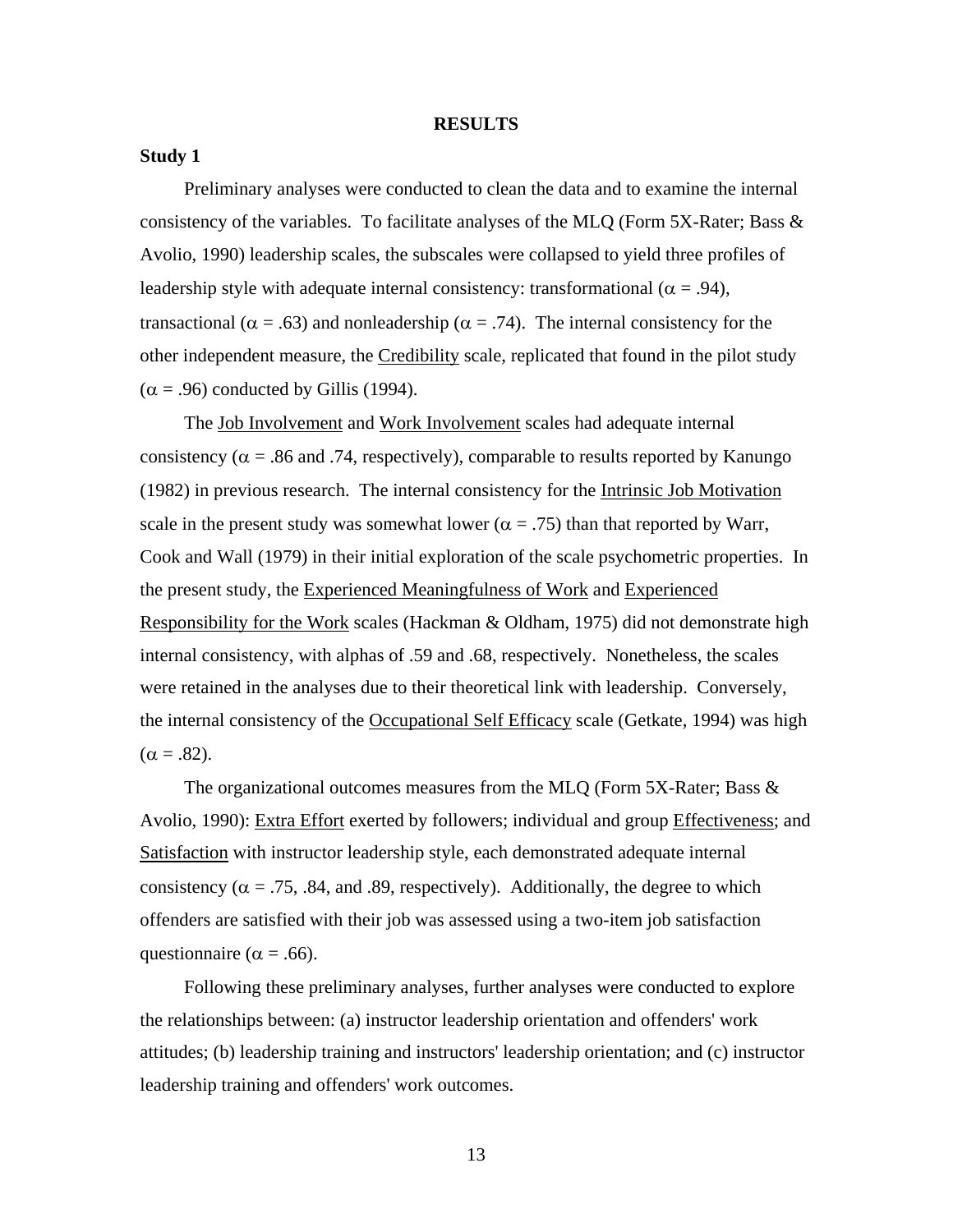# RESULTS

## Study 1

Preliminary analyses were conducted to clean the data and to examine the internal consistency of the variables. To facilitate analyses of the MLQ (Form 5X-Rater; Bass & Avolio, 1990) leadership scales, the subscales were collapsed to yield three profiles of leadership style with adequate internal consistency: transformational ($\alpha$ = .94), transactional ($\alpha$ = .63) and nonleadership ($\alpha$ = .74). The internal consistency for the other independent measure, the <u>Credibility</u> scale, replicated that found in the pilot study ($\alpha$ = .96) conducted by Gillis (1994).

The <u>Job Involvement</u> and <u>Work Involvement</u> scales had adequate internal consistency ($\alpha$ = .86 and .74, respectively), comparable to results reported by Kanungo (1982) in previous research. The internal consistency for the <u>Intrinsic Job Motivation</u> scale in the present study was somewhat lower ($\alpha$ = .75) than that reported by Warr, Cook and Wall (1979) in their initial exploration of the scale psychometric properties. In the present study, the <u>Experienced Meaningfulness of Work</u> and <u>Experienced Responsibility for the Work</u> scales (Hackman & Oldham, 1975) did not demonstrate high internal consistency, with alphas of .59 and .68, respectively. Nonetheless, the scales were retained in the analyses due to their theoretical link with leadership. Conversely, the internal consistency of the <u>Occupational Self Efficacy</u> scale (Getkate, 1994) was high ($\alpha$ = .82).

The organizational outcomes measures from the MLQ (Form 5X-Rater; Bass & Avolio, 1990): <u>Extra Effort</u> exerted by followers; individual and group <u>Effectiveness</u>; and <u>Satisfaction</u> with instructor leadership style, each demonstrated adequate internal consistency ($\alpha$ = .75, .84, and .89, respectively). Additionally, the degree to which offenders are satisfied with their job was assessed using a two-item job satisfaction questionnaire ($\alpha$ = .66).

Following these preliminary analyses, further analyses were conducted to explore the relationships between: (a) instructor leadership orientation and offenders' work attitudes; (b) leadership training and instructors' leadership orientation; and (c) instructor leadership training and offenders' work outcomes.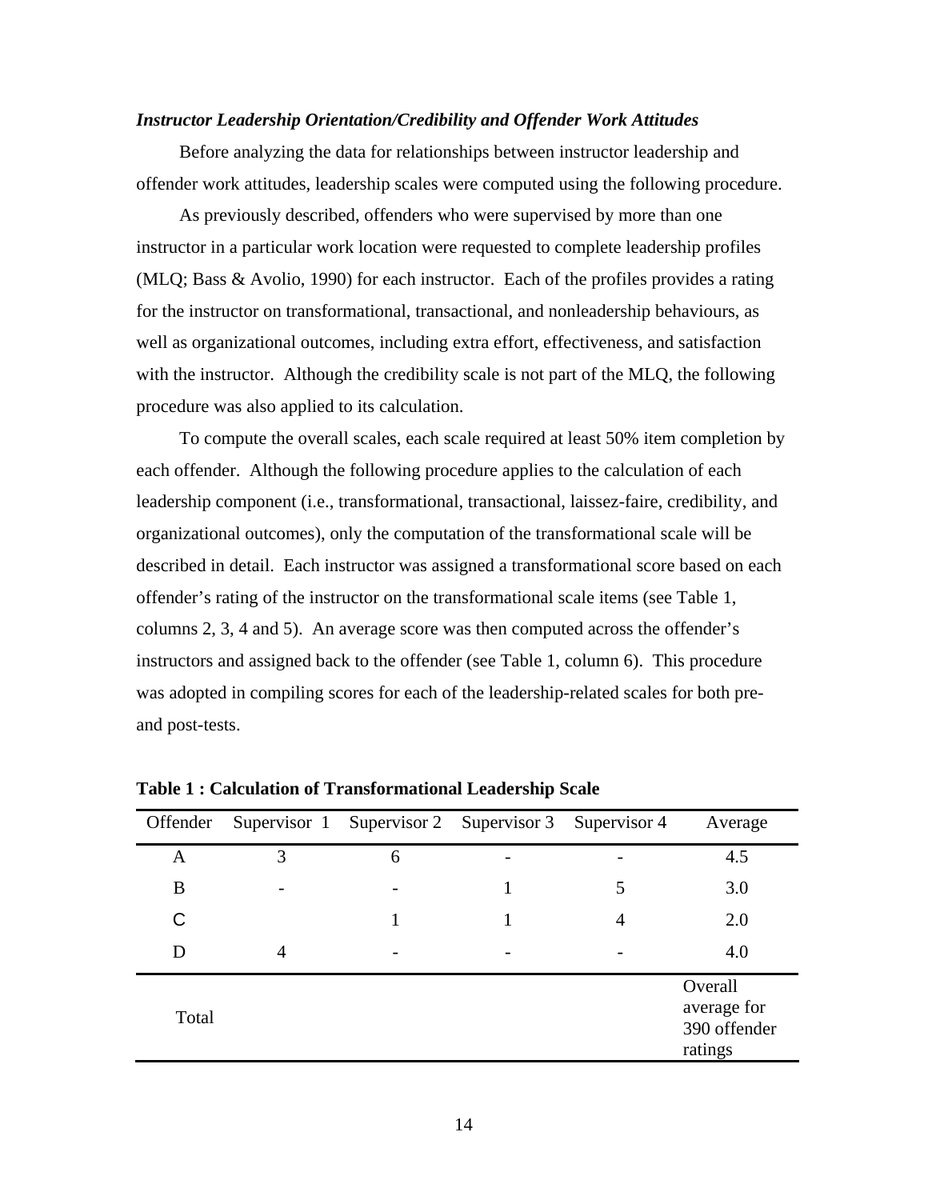***Instructor Leadership Orientation/Credibility and Offender Work Attitudes***

Before analyzing the data for relationships between instructor leadership and offender work attitudes, leadership scales were computed using the following procedure.

As previously described, offenders who were supervised by more than one instructor in a particular work location were requested to complete leadership profiles (MLQ; Bass & Avolio, 1990) for each instructor. Each of the profiles provides a rating for the instructor on transformational, transactional, and nonleadership behaviours, as well as organizational outcomes, including extra effort, effectiveness, and satisfaction with the instructor. Although the credibility scale is not part of the MLQ, the following procedure was also applied to its calculation.

To compute the overall scales, each scale required at least 50% item completion by each offender. Although the following procedure applies to the calculation of each leadership component (i.e., transformational, transactional, laissez-faire, credibility, and organizational outcomes), only the computation of the transformational scale will be described in detail. Each instructor was assigned a transformational score based on each offender's rating of the instructor on the transformational scale items (see Table 1, columns 2, 3, 4 and 5). An average score was then computed across the offender's instructors and assigned back to the offender (see Table 1, column 6). This procedure was adopted in compiling scores for each of the leadership-related scales for both pre- and post-tests.

**Table 1 : Calculation of Transformational Leadership Scale**

| Offender | Supervisor 1 | Supervisor 2 | Supervisor 3 | Supervisor 4 | Average |
|---|---|---|---|---|---|
| A | 3 | 6 | - | - | 4.5 |
| B | - | - | 1 | 5 | 3.0 |
| C | | 1 | 1 | 4 | 2.0 |
| D | 4 | - | - | - | 4.0 |
| Total | | | | | Overall average for 390 offender ratings |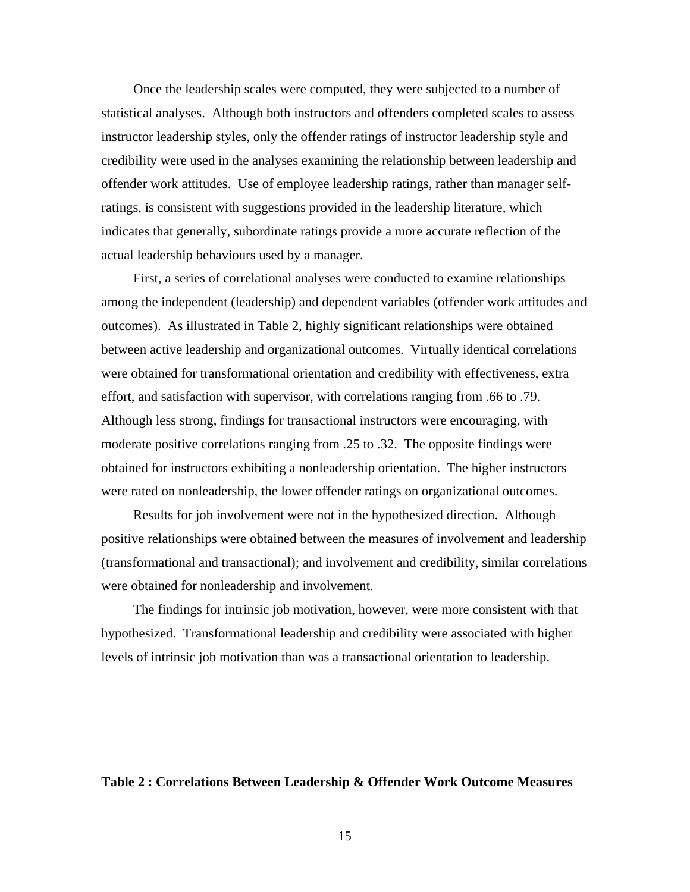Once the leadership scales were computed, they were subjected to a number of statistical analyses. Although both instructors and offenders completed scales to assess instructor leadership styles, only the offender ratings of instructor leadership style and credibility were used in the analyses examining the relationship between leadership and offender work attitudes. Use of employee leadership ratings, rather than manager self-ratings, is consistent with suggestions provided in the leadership literature, which indicates that generally, subordinate ratings provide a more accurate reflection of the actual leadership behaviours used by a manager.

First, a series of correlational analyses were conducted to examine relationships among the independent (leadership) and dependent variables (offender work attitudes and outcomes). As illustrated in Table 2, highly significant relationships were obtained between active leadership and organizational outcomes. Virtually identical correlations were obtained for transformational orientation and credibility with effectiveness, extra effort, and satisfaction with supervisor, with correlations ranging from .66 to .79. Although less strong, findings for transactional instructors were encouraging, with moderate positive correlations ranging from .25 to .32. The opposite findings were obtained for instructors exhibiting a nonleadership orientation. The higher instructors were rated on nonleadership, the lower offender ratings on organizational outcomes.

Results for job involvement were not in the hypothesized direction. Although positive relationships were obtained between the measures of involvement and leadership (transformational and transactional); and involvement and credibility, similar correlations were obtained for nonleadership and involvement.

The findings for intrinsic job motivation, however, were more consistent with that hypothesized. Transformational leadership and credibility were associated with higher levels of intrinsic job motivation than was a transactional orientation to leadership.

**Table 2 : Correlations Between Leadership & Offender Work Outcome Measures**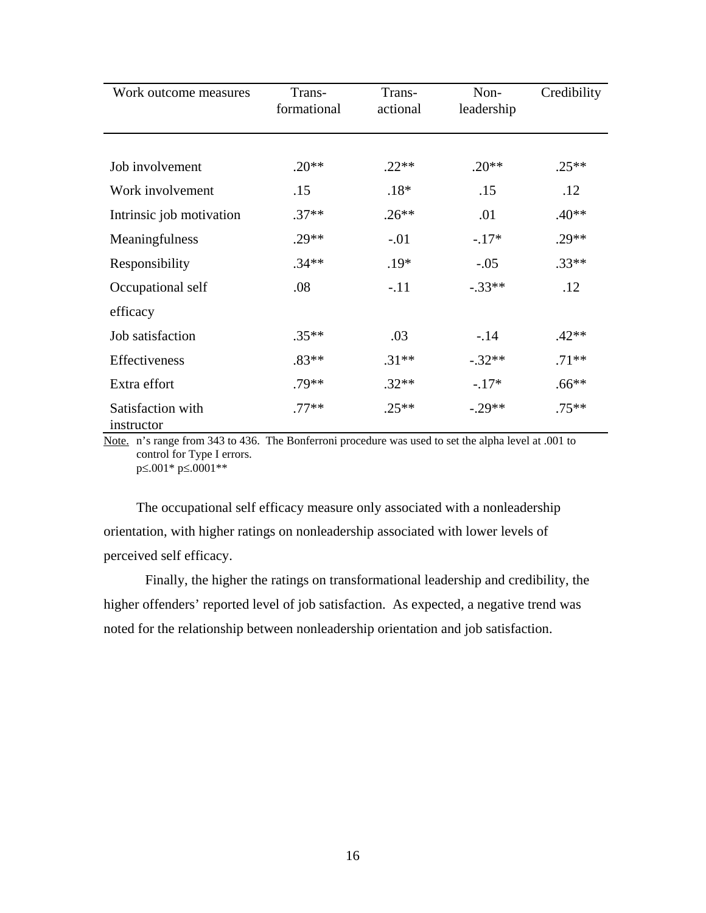| Work outcome measures | Trans-formational | Trans-actional | Non-leadership | Credibility |
|---|---|---|---|---|
| Job involvement | .20** | .22** | .20** | .25** |
| Work involvement | .15 | .18* | .15 | .12 |
| Intrinsic job motivation | .37** | .26** | .01 | .40** |
| Meaningfulness | .29** | -.01 | -.17* | .29** |
| Responsibility | .34** | .19* | -.05 | .33** |
| Occupational self efficacy | .08 | -.11 | -.33** | .12 |
| Job satisfaction | .35** | .03 | -.14 | .42** |
| Effectiveness | .83** | .31** | -.32** | .71** |
| Extra effort | .79** | .32** | -.17* | .66** |
| Satisfaction with instructor | .77** | .25** | -.29** | .75** |

Note. n's range from 343 to 436. The Bonferroni procedure was used to set the alpha level at .001 to control for Type I errors.
$p \leq .001$* $p \leq .0001$**

The occupational self efficacy measure only associated with a nonleadership orientation, with higher ratings on nonleadership associated with lower levels of perceived self efficacy.

Finally, the higher the ratings on transformational leadership and credibility, the higher offenders' reported level of job satisfaction. As expected, a negative trend was noted for the relationship between nonleadership orientation and job satisfaction.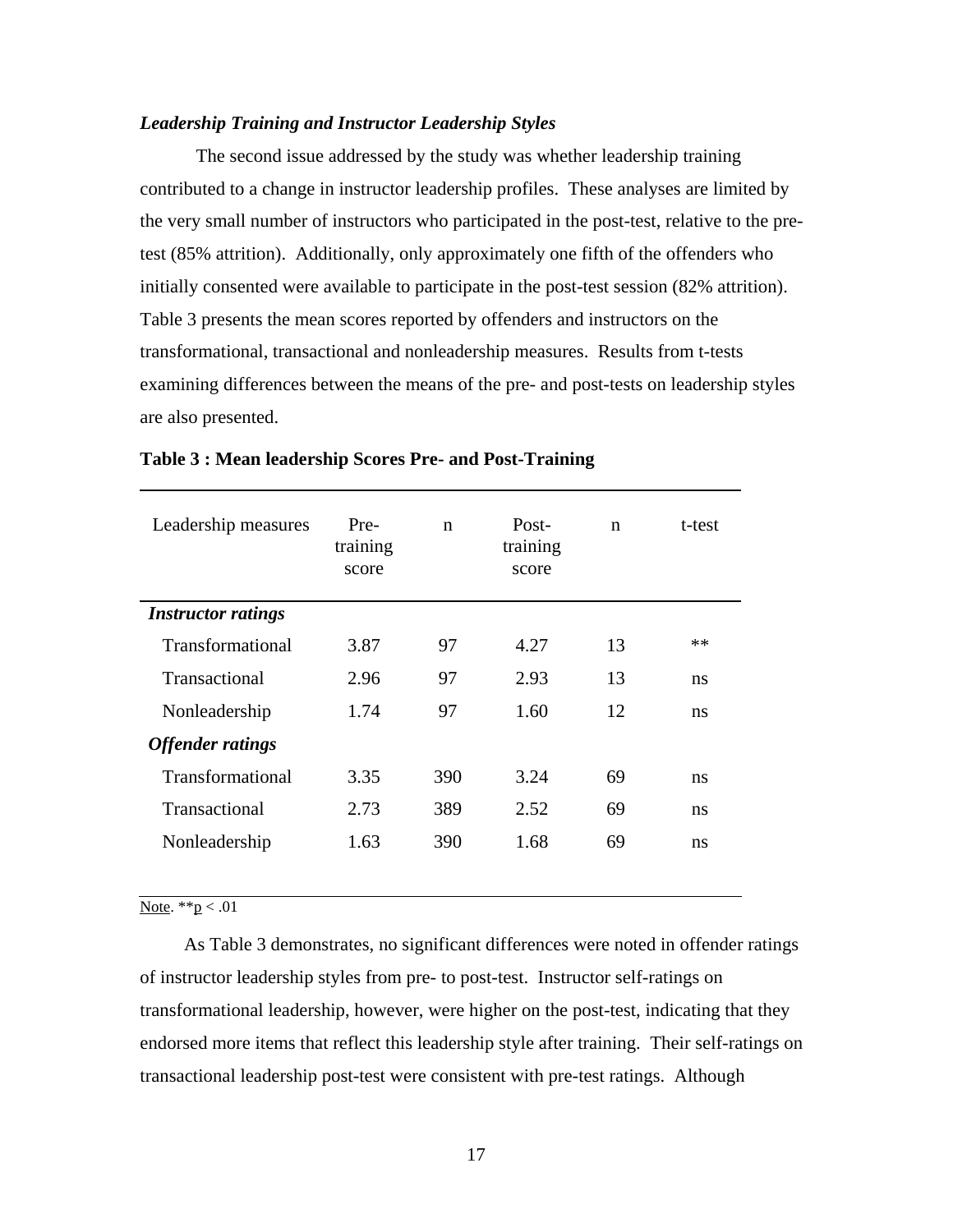### *Leadership Training and Instructor Leadership Styles*

The second issue addressed by the study was whether leadership training contributed to a change in instructor leadership profiles. These analyses are limited by the very small number of instructors who participated in the post-test, relative to the pre-test (85% attrition). Additionally, only approximately one fifth of the offenders who initially consented were available to participate in the post-test session (82% attrition). Table 3 presents the mean scores reported by offenders and instructors on the transformational, transactional and nonleadership measures. Results from t-tests examining differences between the means of the pre- and post-tests on leadership styles are also presented.

**Table 3 : Mean leadership Scores Pre- and Post-Training**

| Leadership measures | Pre-training score | n | Post-training score | n | t-test |
|---|---|---|---|---|---|
| ***Instructor ratings*** | | | | | |
| Transformational | 3.87 | 97 | 4.27 | 13 | ** |
| Transactional | 2.96 | 97 | 2.93 | 13 | ns |
| Nonleadership | 1.74 | 97 | 1.60 | 12 | ns |
| ***Offender ratings*** | | | | | |
| Transformational | 3.35 | 390 | 3.24 | 69 | ns |
| Transactional | 2.73 | 389 | 2.52 | 69 | ns |
| Nonleadership | 1.63 | 390 | 1.68 | 69 | ns |

Note. ** $p < .01$

As Table 3 demonstrates, no significant differences were noted in offender ratings of instructor leadership styles from pre- to post-test. Instructor self-ratings on transformational leadership, however, were higher on the post-test, indicating that they endorsed more items that reflect this leadership style after training. Their self-ratings on transactional leadership post-test were consistent with pre-test ratings. Although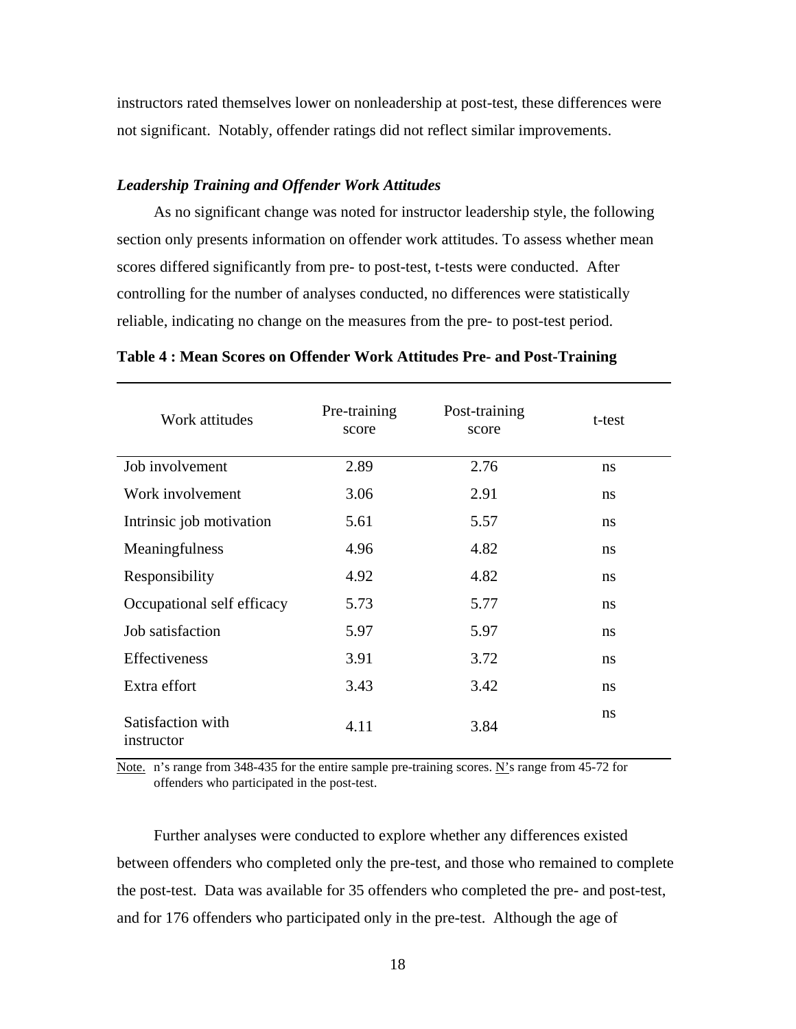instructors rated themselves lower on nonleadership at post-test, these differences were not significant. Notably, offender ratings did not reflect similar improvements.

### *Leadership Training and Offender Work Attitudes*

As no significant change was noted for instructor leadership style, the following section only presents information on offender work attitudes. To assess whether mean scores differed significantly from pre- to post-test, t-tests were conducted. After controlling for the number of analyses conducted, no differences were statistically reliable, indicating no change on the measures from the pre- to post-test period.

**Table 4 : Mean Scores on Offender Work Attitudes Pre- and Post-Training**

| Work attitudes | Pre-training score | Post-training score | t-test |
|---|---|---|---|
| Job involvement | 2.89 | 2.76 | ns |
| Work involvement | 3.06 | 2.91 | ns |
| Intrinsic job motivation | 5.61 | 5.57 | ns |
| Meaningfulness | 4.96 | 4.82 | ns |
| Responsibility | 4.92 | 4.82 | ns |
| Occupational self efficacy | 5.73 | 5.77 | ns |
| Job satisfaction | 5.97 | 5.97 | ns |
| Effectiveness | 3.91 | 3.72 | ns |
| Extra effort | 3.43 | 3.42 | ns |
| Satisfaction with instructor | 4.11 | 3.84 | ns |

Note. n's range from 348-435 for the entire sample pre-training scores. N's range from 45-72 for offenders who participated in the post-test.

Further analyses were conducted to explore whether any differences existed between offenders who completed only the pre-test, and those who remained to complete the post-test. Data was available for 35 offenders who completed the pre- and post-test, and for 176 offenders who participated only in the pre-test. Although the age of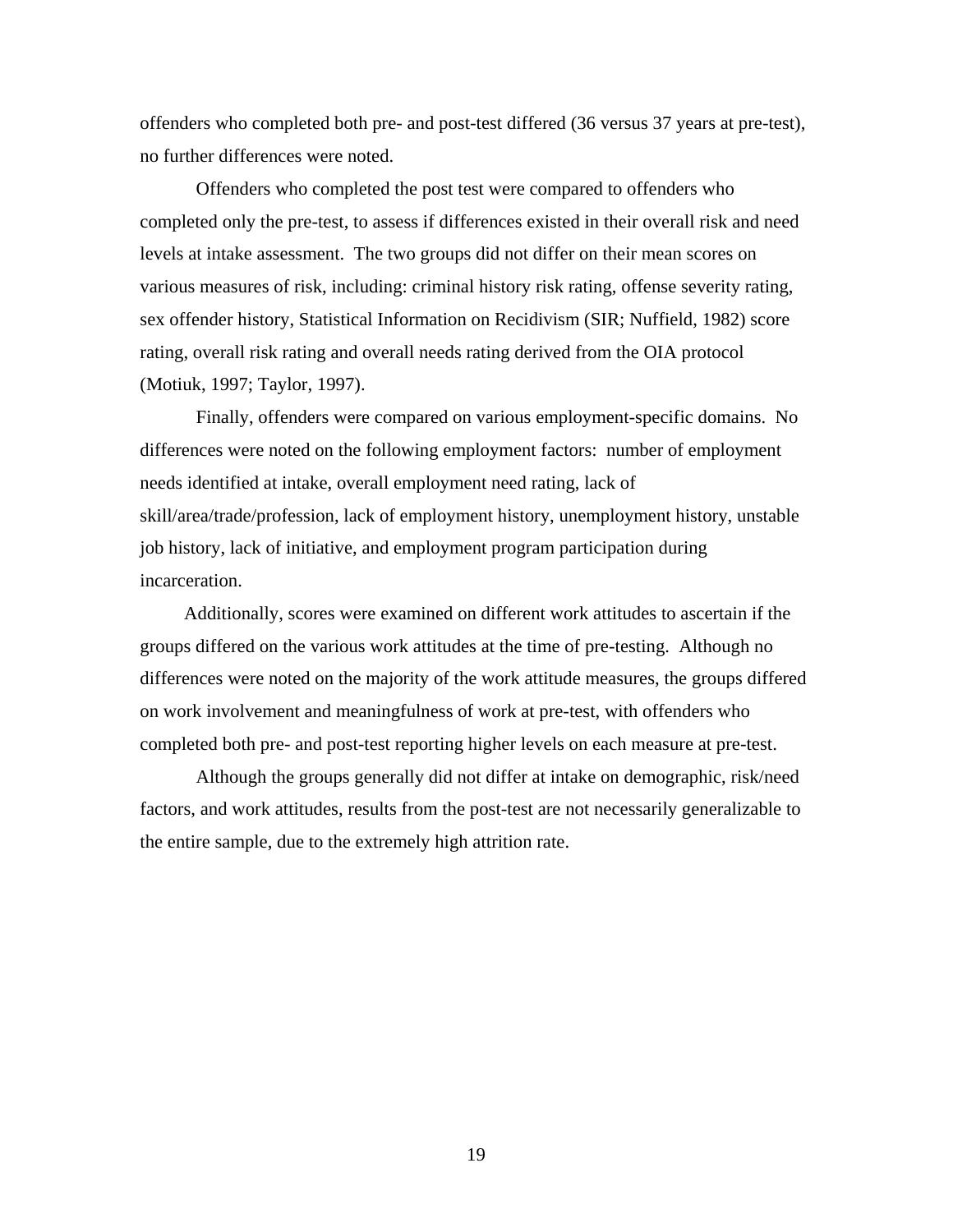offenders who completed both pre- and post-test differed (36 versus 37 years at pre-test), no further differences were noted.

Offenders who completed the post test were compared to offenders who completed only the pre-test, to assess if differences existed in their overall risk and need levels at intake assessment. The two groups did not differ on their mean scores on various measures of risk, including: criminal history risk rating, offense severity rating, sex offender history, Statistical Information on Recidivism (SIR; Nuffield, 1982) score rating, overall risk rating and overall needs rating derived from the OIA protocol (Motiuk, 1997; Taylor, 1997).

Finally, offenders were compared on various employment-specific domains. No differences were noted on the following employment factors: number of employment needs identified at intake, overall employment need rating, lack of skill/area/trade/profession, lack of employment history, unemployment history, unstable job history, lack of initiative, and employment program participation during incarceration.

Additionally, scores were examined on different work attitudes to ascertain if the groups differed on the various work attitudes at the time of pre-testing. Although no differences were noted on the majority of the work attitude measures, the groups differed on work involvement and meaningfulness of work at pre-test, with offenders who completed both pre- and post-test reporting higher levels on each measure at pre-test.

Although the groups generally did not differ at intake on demographic, risk/need factors, and work attitudes, results from the post-test are not necessarily generalizable to the entire sample, due to the extremely high attrition rate.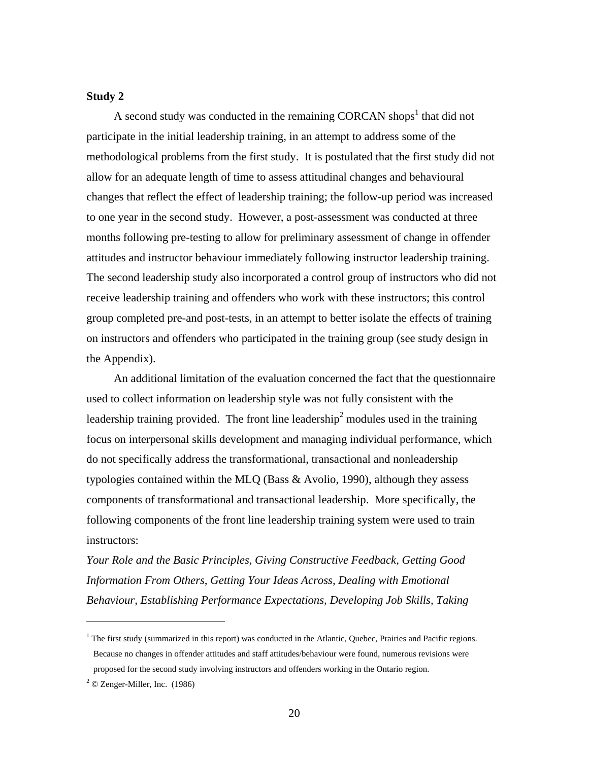**Study 2**

A second study was conducted in the remaining CORCAN shops[1] that did not participate in the initial leadership training, in an attempt to address some of the methodological problems from the first study. It is postulated that the first study did not allow for an adequate length of time to assess attitudinal changes and behavioural changes that reflect the effect of leadership training; the follow-up period was increased to one year in the second study. However, a post-assessment was conducted at three months following pre-testing to allow for preliminary assessment of change in offender attitudes and instructor behaviour immediately following instructor leadership training. The second leadership study also incorporated a control group of instructors who did not receive leadership training and offenders who work with these instructors; this control group completed pre-and post-tests, in an attempt to better isolate the effects of training on instructors and offenders who participated in the training group (see study design in the Appendix).

An additional limitation of the evaluation concerned the fact that the questionnaire used to collect information on leadership style was not fully consistent with the leadership training provided. The front line leadership[2] modules used in the training focus on interpersonal skills development and managing individual performance, which do not specifically address the transformational, transactional and nonleadership typologies contained within the MLQ (Bass & Avolio, 1990), although they assess components of transformational and transactional leadership. More specifically, the following components of the front line leadership training system were used to train instructors:

*Your Role and the Basic Principles, Giving Constructive Feedback, Getting Good Information From Others, Getting Your Ideas Across, Dealing with Emotional Behaviour, Establishing Performance Expectations, Developing Job Skills, Taking*

---

[1] The first study (summarized in this report) was conducted in the Atlantic, Quebec, Prairies and Pacific regions. Because no changes in offender attitudes and staff attitudes/behaviour were found, numerous revisions were proposed for the second study involving instructors and offenders working in the Ontario region.

[2] © Zenger-Miller, Inc. (1986)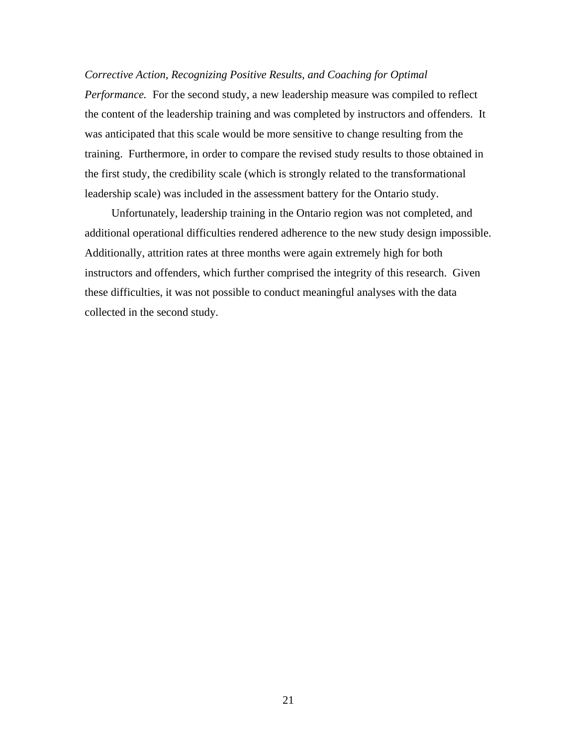*Corrective Action, Recognizing Positive Results, and Coaching for Optimal Performance.* For the second study, a new leadership measure was compiled to reflect the content of the leadership training and was completed by instructors and offenders. It was anticipated that this scale would be more sensitive to change resulting from the training. Furthermore, in order to compare the revised study results to those obtained in the first study, the credibility scale (which is strongly related to the transformational leadership scale) was included in the assessment battery for the Ontario study.

Unfortunately, leadership training in the Ontario region was not completed, and additional operational difficulties rendered adherence to the new study design impossible. Additionally, attrition rates at three months were again extremely high for both instructors and offenders, which further comprised the integrity of this research. Given these difficulties, it was not possible to conduct meaningful analyses with the data collected in the second study.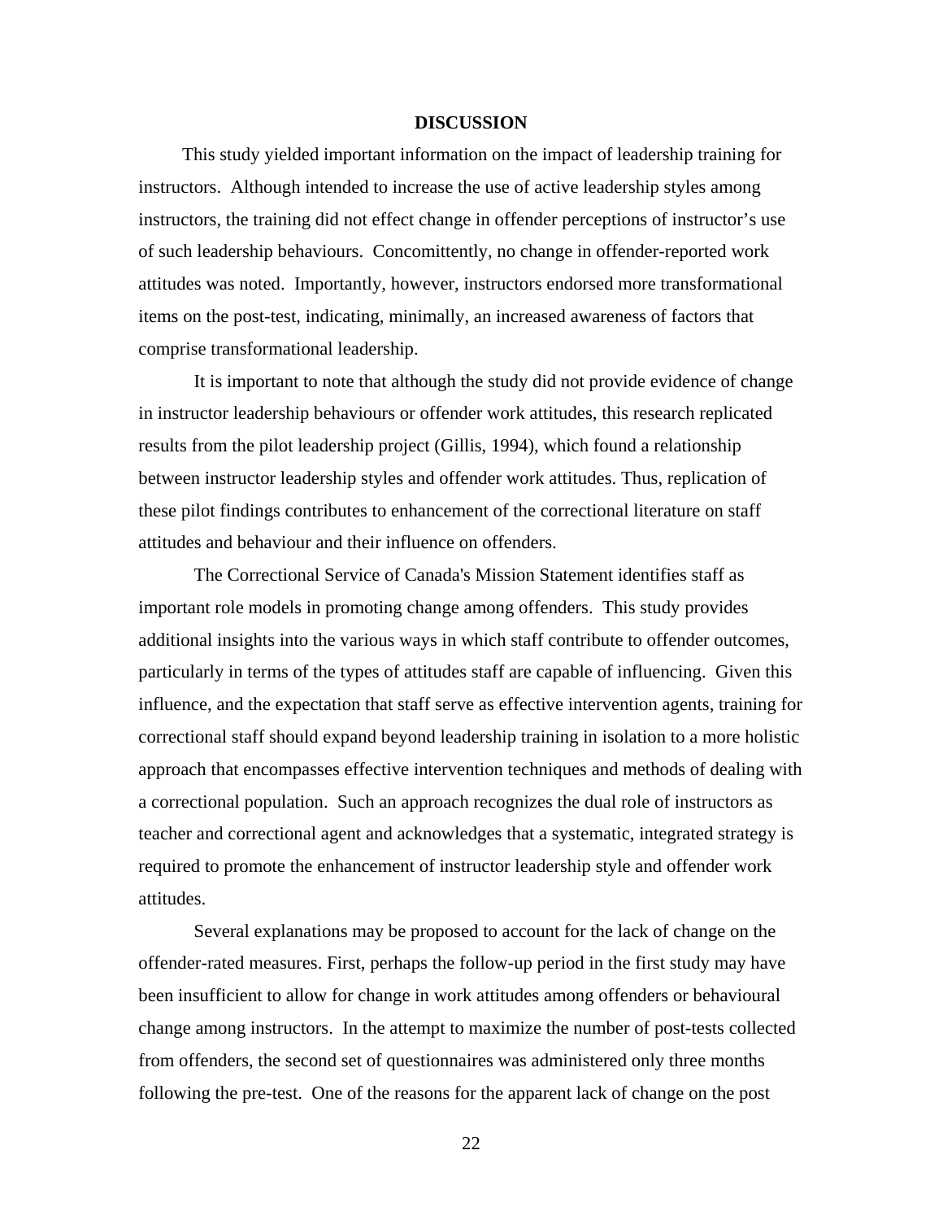# DISCUSSION

This study yielded important information on the impact of leadership training for instructors. Although intended to increase the use of active leadership styles among instructors, the training did not effect change in offender perceptions of instructor's use of such leadership behaviours. Concomittently, no change in offender-reported work attitudes was noted. Importantly, however, instructors endorsed more transformational items on the post-test, indicating, minimally, an increased awareness of factors that comprise transformational leadership.

It is important to note that although the study did not provide evidence of change in instructor leadership behaviours or offender work attitudes, this research replicated results from the pilot leadership project (Gillis, 1994), which found a relationship between instructor leadership styles and offender work attitudes. Thus, replication of these pilot findings contributes to enhancement of the correctional literature on staff attitudes and behaviour and their influence on offenders.

The Correctional Service of Canada's Mission Statement identifies staff as important role models in promoting change among offenders. This study provides additional insights into the various ways in which staff contribute to offender outcomes, particularly in terms of the types of attitudes staff are capable of influencing. Given this influence, and the expectation that staff serve as effective intervention agents, training for correctional staff should expand beyond leadership training in isolation to a more holistic approach that encompasses effective intervention techniques and methods of dealing with a correctional population. Such an approach recognizes the dual role of instructors as teacher and correctional agent and acknowledges that a systematic, integrated strategy is required to promote the enhancement of instructor leadership style and offender work attitudes.

Several explanations may be proposed to account for the lack of change on the offender-rated measures. First, perhaps the follow-up period in the first study may have been insufficient to allow for change in work attitudes among offenders or behavioural change among instructors. In the attempt to maximize the number of post-tests collected from offenders, the second set of questionnaires was administered only three months following the pre-test. One of the reasons for the apparent lack of change on the post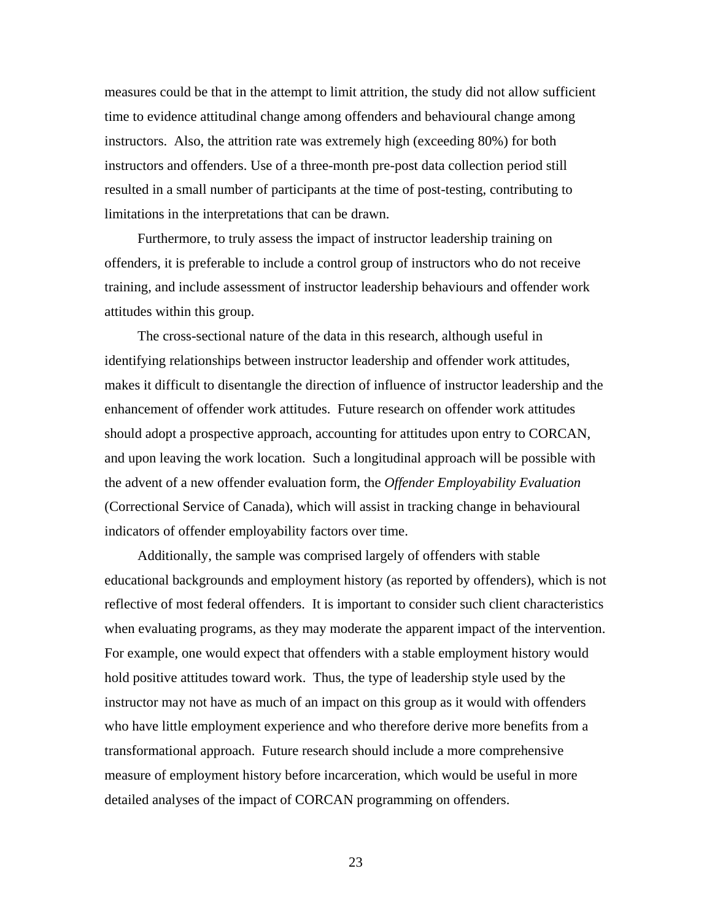measures could be that in the attempt to limit attrition, the study did not allow sufficient time to evidence attitudinal change among offenders and behavioural change among instructors. Also, the attrition rate was extremely high (exceeding 80%) for both instructors and offenders. Use of a three-month pre-post data collection period still resulted in a small number of participants at the time of post-testing, contributing to limitations in the interpretations that can be drawn.

Furthermore, to truly assess the impact of instructor leadership training on offenders, it is preferable to include a control group of instructors who do not receive training, and include assessment of instructor leadership behaviours and offender work attitudes within this group.

The cross-sectional nature of the data in this research, although useful in identifying relationships between instructor leadership and offender work attitudes, makes it difficult to disentangle the direction of influence of instructor leadership and the enhancement of offender work attitudes. Future research on offender work attitudes should adopt a prospective approach, accounting for attitudes upon entry to CORCAN, and upon leaving the work location. Such a longitudinal approach will be possible with the advent of a new offender evaluation form, the *Offender Employability Evaluation* (Correctional Service of Canada), which will assist in tracking change in behavioural indicators of offender employability factors over time.

Additionally, the sample was comprised largely of offenders with stable educational backgrounds and employment history (as reported by offenders), which is not reflective of most federal offenders. It is important to consider such client characteristics when evaluating programs, as they may moderate the apparent impact of the intervention. For example, one would expect that offenders with a stable employment history would hold positive attitudes toward work. Thus, the type of leadership style used by the instructor may not have as much of an impact on this group as it would with offenders who have little employment experience and who therefore derive more benefits from a transformational approach. Future research should include a more comprehensive measure of employment history before incarceration, which would be useful in more detailed analyses of the impact of CORCAN programming on offenders.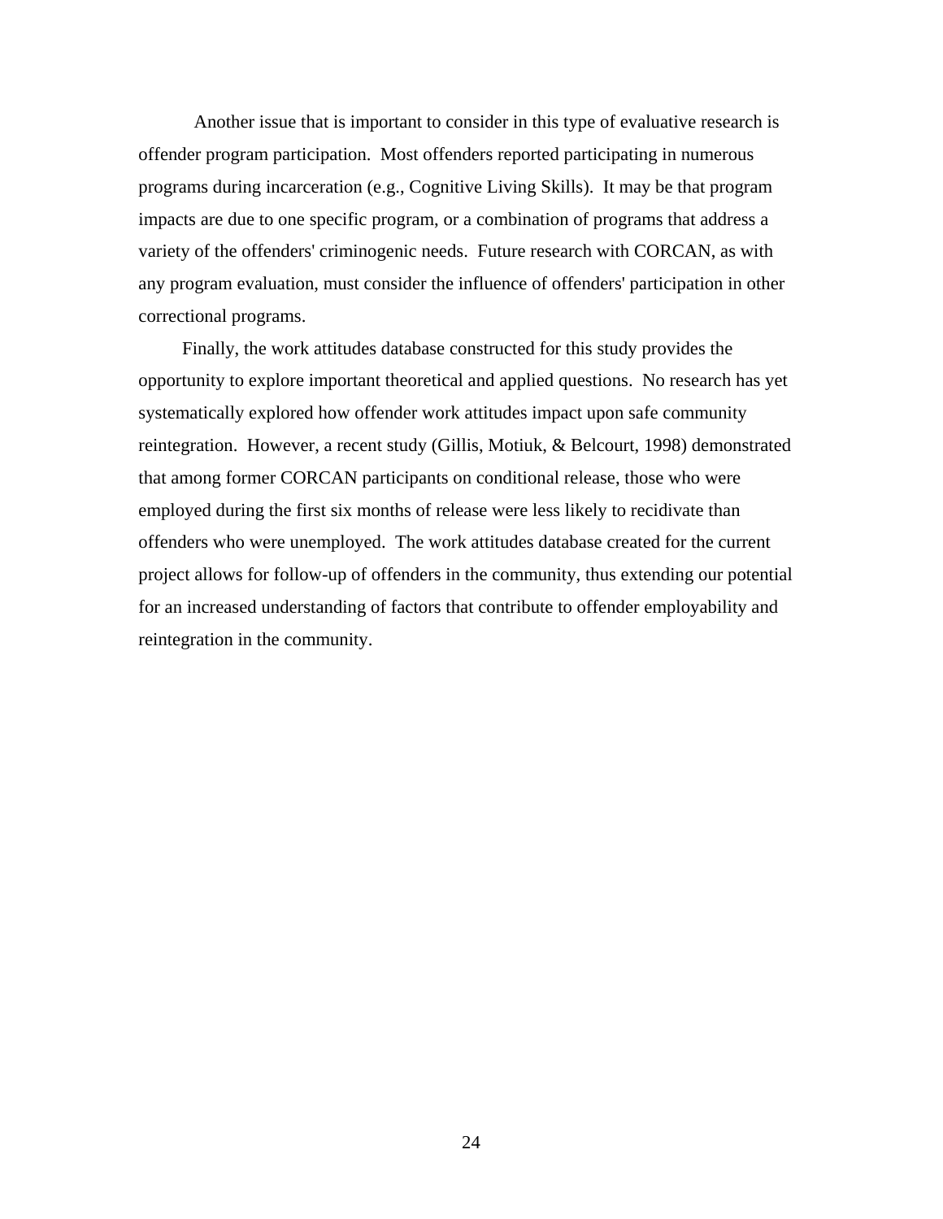Another issue that is important to consider in this type of evaluative research is offender program participation. Most offenders reported participating in numerous programs during incarceration (e.g., Cognitive Living Skills). It may be that program impacts are due to one specific program, or a combination of programs that address a variety of the offenders' criminogenic needs. Future research with CORCAN, as with any program evaluation, must consider the influence of offenders' participation in other correctional programs.

Finally, the work attitudes database constructed for this study provides the opportunity to explore important theoretical and applied questions. No research has yet systematically explored how offender work attitudes impact upon safe community reintegration. However, a recent study (Gillis, Motiuk, & Belcourt, 1998) demonstrated that among former CORCAN participants on conditional release, those who were employed during the first six months of release were less likely to recidivate than offenders who were unemployed. The work attitudes database created for the current project allows for follow-up of offenders in the community, thus extending our potential for an increased understanding of factors that contribute to offender employability and reintegration in the community.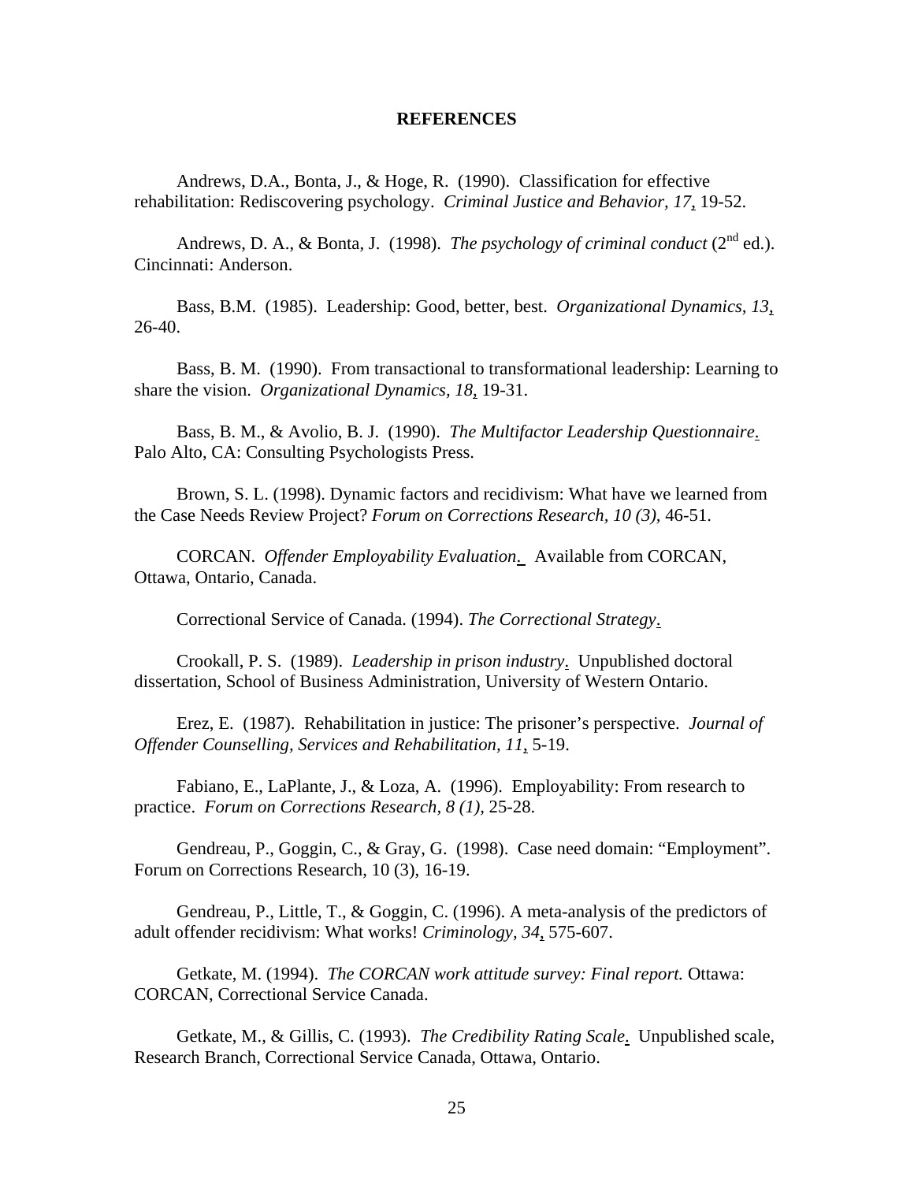**REFERENCES**

Andrews, D.A., Bonta, J., & Hoge, R. (1990). Classification for effective rehabilitation: Rediscovering psychology. *Criminal Justice and Behavior, 17*, 19-52.

Andrews, D. A., & Bonta, J. (1998). *The psychology of criminal conduct* (2nd ed.). Cincinnati: Anderson.

Bass, B.M. (1985). Leadership: Good, better, best. *Organizational Dynamics, 13*, 26-40.

Bass, B. M. (1990). From transactional to transformational leadership: Learning to share the vision. *Organizational Dynamics, 18*, 19-31.

Bass, B. M., & Avolio, B. J. (1990). *The Multifactor Leadership Questionnaire*. Palo Alto, CA: Consulting Psychologists Press.

Brown, S. L. (1998). Dynamic factors and recidivism: What have we learned from the Case Needs Review Project? *Forum on Corrections Research, 10 (3),* 46-51.

CORCAN. *Offender Employability Evaluation*. Available from CORCAN, Ottawa, Ontario, Canada.

Correctional Service of Canada. (1994). *The Correctional Strategy*.

Crookall, P. S. (1989). *Leadership in prison industry*. Unpublished doctoral dissertation, School of Business Administration, University of Western Ontario.

Erez, E. (1987). Rehabilitation in justice: The prisoner's perspective. *Journal of Offender Counselling, Services and Rehabilitation, 11*, 5-19.

Fabiano, E., LaPlante, J., & Loza, A. (1996). Employability: From research to practice. *Forum on Corrections Research, 8 (1),* 25-28.

Gendreau, P., Goggin, C., & Gray, G. (1998). Case need domain: "Employment". Forum on Corrections Research, 10 (3), 16-19.

Gendreau, P., Little, T., & Goggin, C. (1996). A meta-analysis of the predictors of adult offender recidivism: What works! *Criminology, 34*, 575-607.

Getkate, M. (1994). *The CORCAN work attitude survey: Final report.* Ottawa: CORCAN, Correctional Service Canada.

Getkate, M., & Gillis, C. (1993). *The Credibility Rating Scale*. Unpublished scale, Research Branch, Correctional Service Canada, Ottawa, Ontario.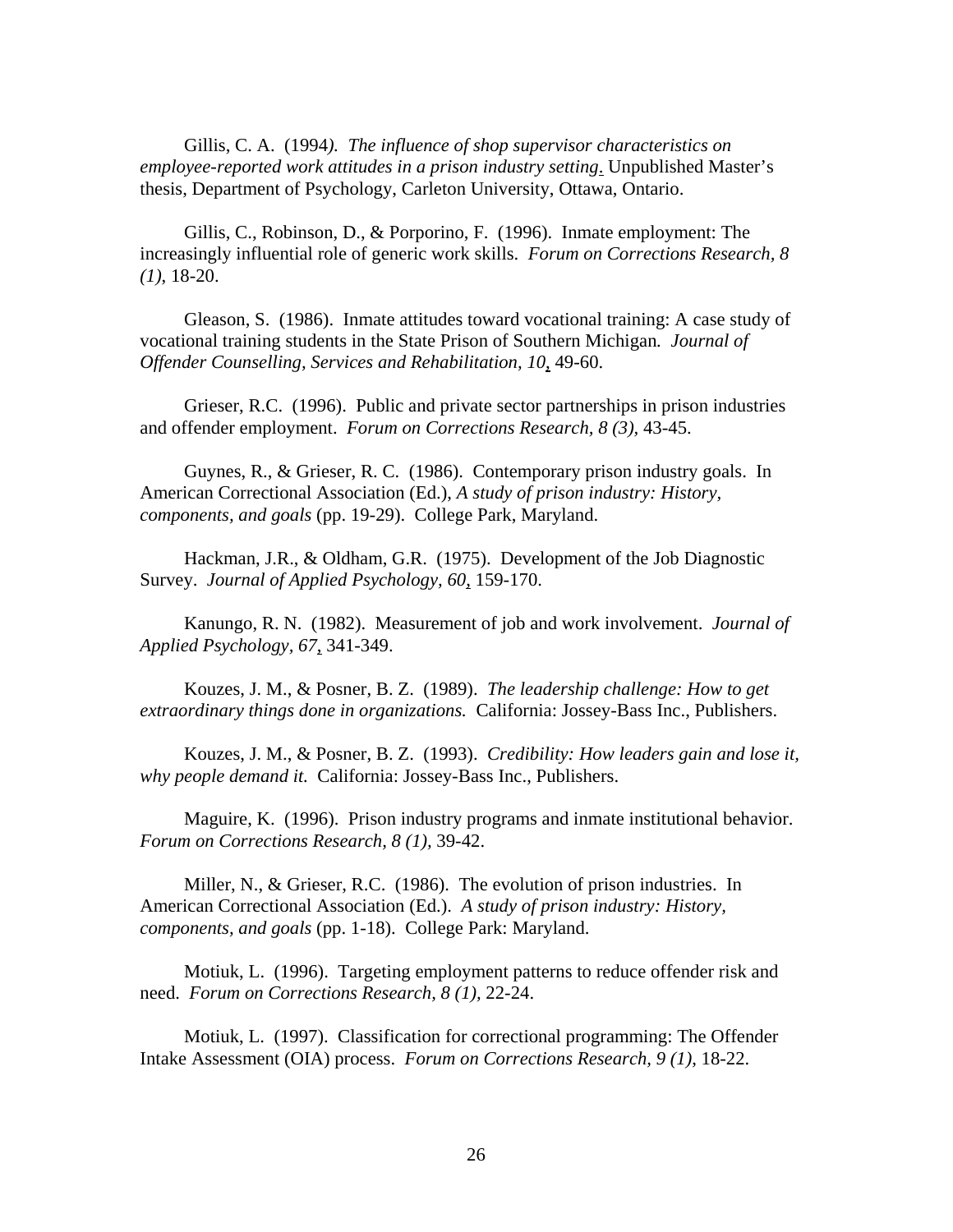Gillis, C. A. (1994). *The influence of shop supervisor characteristics on employee-reported work attitudes in a prison industry setting*. Unpublished Master's thesis, Department of Psychology, Carleton University, Ottawa, Ontario.

Gillis, C., Robinson, D., & Porporino, F. (1996). Inmate employment: The increasingly influential role of generic work skills. *Forum on Corrections Research, 8 (1)*, 18-20.

Gleason, S. (1986). Inmate attitudes toward vocational training: A case study of vocational training students in the State Prison of Southern Michigan. *Journal of Offender Counselling, Services and Rehabilitation, 10*, 49-60.

Grieser, R.C. (1996). Public and private sector partnerships in prison industries and offender employment. *Forum on Corrections Research, 8 (3)*, 43-45.

Guynes, R., & Grieser, R. C. (1986). Contemporary prison industry goals. In American Correctional Association (Ed.), *A study of prison industry: History, components, and goals* (pp. 19-29). College Park, Maryland.

Hackman, J.R., & Oldham, G.R. (1975). Development of the Job Diagnostic Survey. *Journal of Applied Psychology, 60*, 159-170.

Kanungo, R. N. (1982). Measurement of job and work involvement. *Journal of Applied Psychology, 67*, 341-349.

Kouzes, J. M., & Posner, B. Z. (1989). *The leadership challenge: How to get extraordinary things done in organizations.* California: Jossey-Bass Inc., Publishers.

Kouzes, J. M., & Posner, B. Z. (1993). *Credibility: How leaders gain and lose it, why people demand it.* California: Jossey-Bass Inc., Publishers.

Maguire, K. (1996). Prison industry programs and inmate institutional behavior. *Forum on Corrections Research, 8 (1),* 39-42.

Miller, N., & Grieser, R.C. (1986). The evolution of prison industries. In American Correctional Association (Ed.). *A study of prison industry: History, components, and goals* (pp. 1-18). College Park: Maryland.

Motiuk, L. (1996). Targeting employment patterns to reduce offender risk and need. *Forum on Corrections Research, 8 (1),* 22-24.

Motiuk, L. (1997). Classification for correctional programming: The Offender Intake Assessment (OIA) process. *Forum on Corrections Research, 9 (1),* 18-22.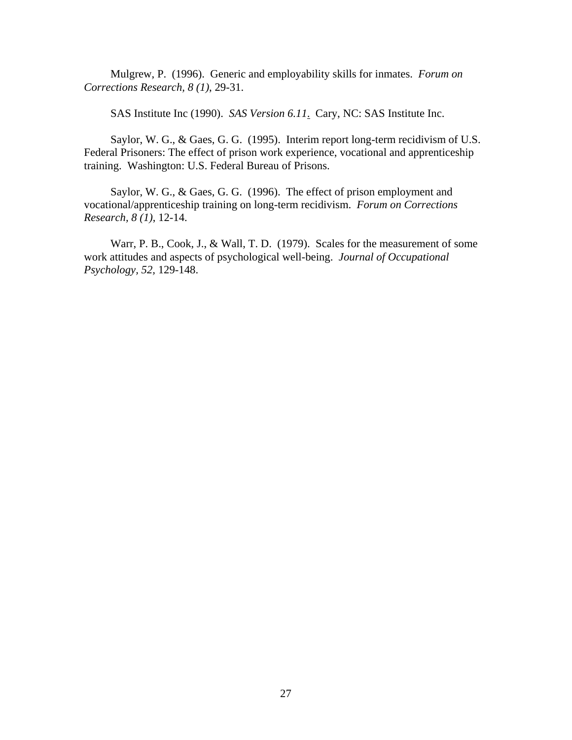Mulgrew, P. (1996). Generic and employability skills for inmates. *Forum on Corrections Research, 8 (1)*, 29-31.

SAS Institute Inc (1990). *SAS Version 6.11*. Cary, NC: SAS Institute Inc.

Saylor, W. G., & Gaes, G. G. (1995). Interim report long-term recidivism of U.S. Federal Prisoners: The effect of prison work experience, vocational and apprenticeship training. Washington: U.S. Federal Bureau of Prisons.

Saylor, W. G., & Gaes, G. G. (1996). The effect of prison employment and vocational/apprenticeship training on long-term recidivism. *Forum on Corrections Research, 8 (1)*, 12-14.

Warr, P. B., Cook, J., & Wall, T. D. (1979). Scales for the measurement of some work attitudes and aspects of psychological well-being. *Journal of Occupational Psychology, 52*, 129-148.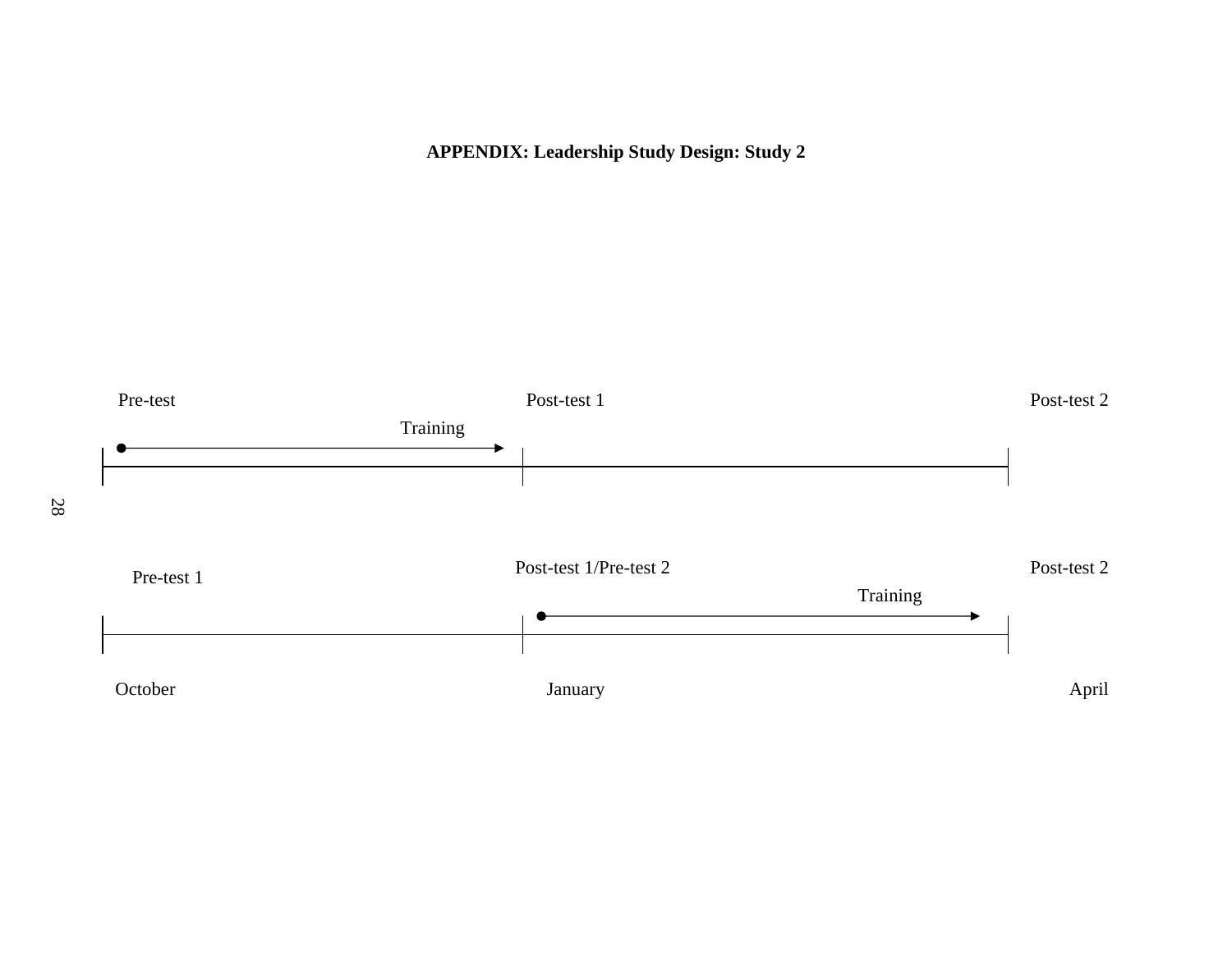**APPENDIX: Leadership Study Design: Study 2**

Pre-test

Post-test 1

Post-test 2

Training

Pre-test 1

Post-test 1/Pre-test 2

Post-test 2

Training

October

January

April